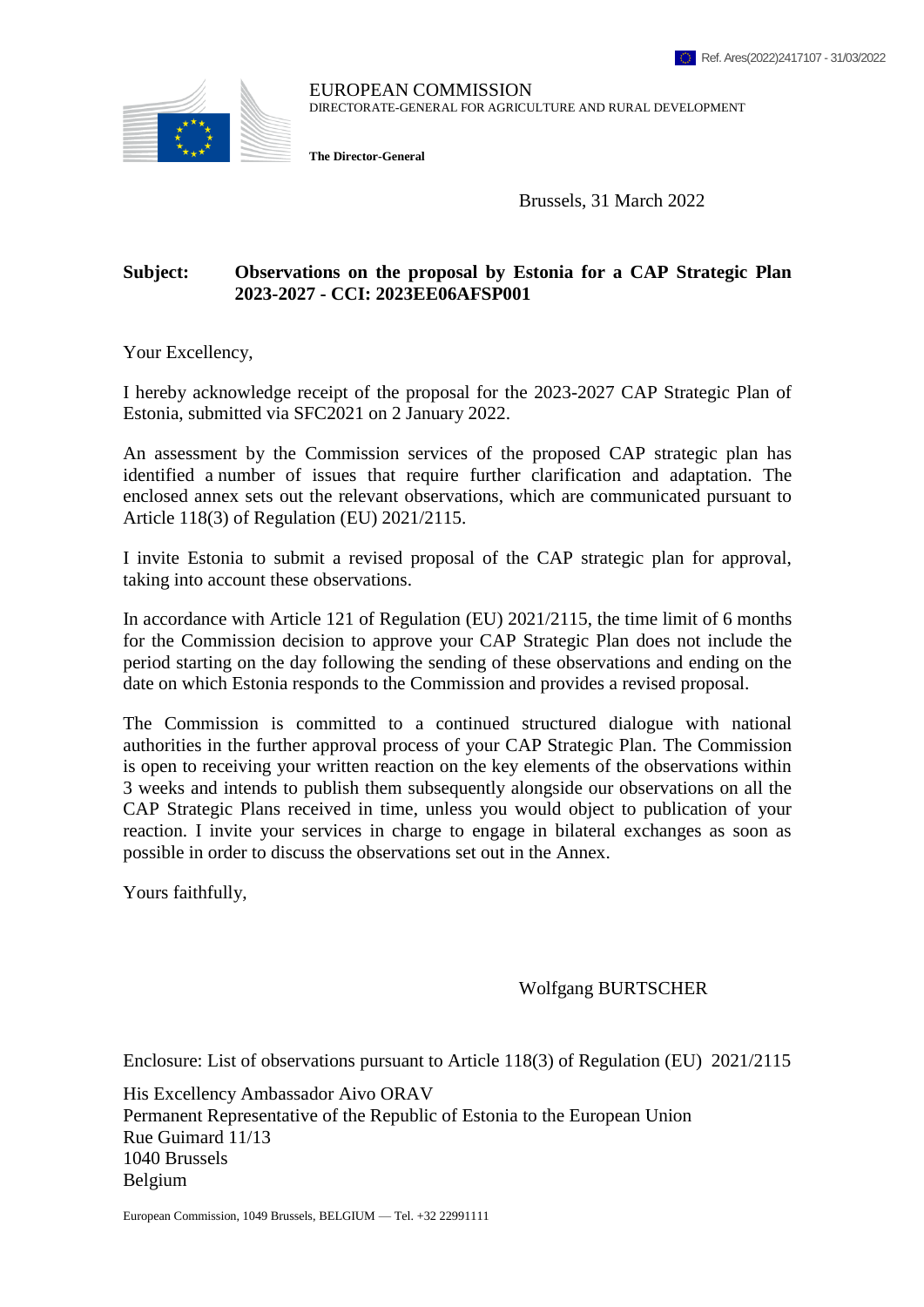Ref. Ares(2022)2417107 - 31/03/2022

EUROPEAN COMMISSION
DIRECTORATE-GENERAL FOR AGRICULTURE AND RURAL DEVELOPMENT

**The Director-General**

Brussels, 31 March 2022

**Subject: Observations on the proposal by Estonia for a CAP Strategic Plan 2023-2027 - CCI: 2023EE06AFSP001**

Your Excellency,

I hereby acknowledge receipt of the proposal for the 2023-2027 CAP Strategic Plan of Estonia, submitted via SFC2021 on 2 January 2022.

An assessment by the Commission services of the proposed CAP strategic plan has identified a number of issues that require further clarification and adaptation. The enclosed annex sets out the relevant observations, which are communicated pursuant to Article 118(3) of Regulation (EU) 2021/2115.

I invite Estonia to submit a revised proposal of the CAP strategic plan for approval, taking into account these observations.

In accordance with Article 121 of Regulation (EU) 2021/2115, the time limit of 6 months for the Commission decision to approve your CAP Strategic Plan does not include the period starting on the day following the sending of these observations and ending on the date on which Estonia responds to the Commission and provides a revised proposal.

The Commission is committed to a continued structured dialogue with national authorities in the further approval process of your CAP Strategic Plan. The Commission is open to receiving your written reaction on the key elements of the observations within 3 weeks and intends to publish them subsequently alongside our observations on all the CAP Strategic Plans received in time, unless you would object to publication of your reaction. I invite your services in charge to engage in bilateral exchanges as soon as possible in order to discuss the observations set out in the Annex.

Yours faithfully,

Wolfgang BURTSCHER

Enclosure: List of observations pursuant to Article 118(3) of Regulation (EU) 2021/2115

His Excellency Ambassador Aivo ORAV
Permanent Representative of the Republic of Estonia to the European Union
Rue Guimard 11/13
1040 Brussels
Belgium

European Commission, 1049 Brussels, BELGIUM — Tel. +32 22991111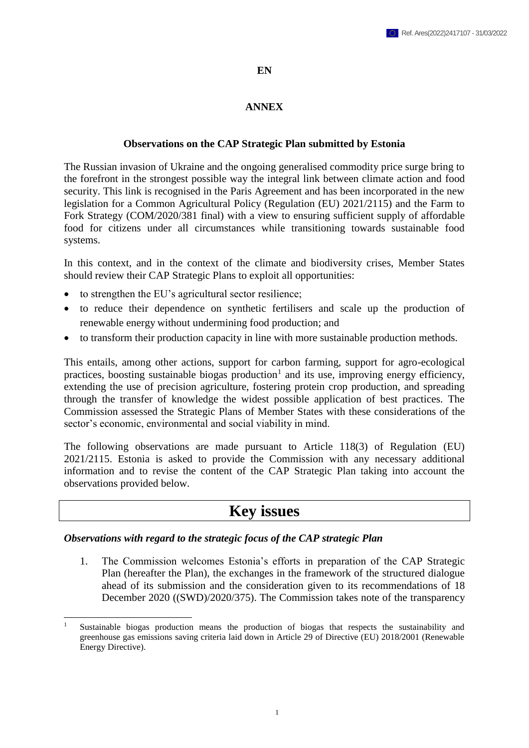**EN**

# ANNEX

## Observations on the CAP Strategic Plan submitted by Estonia

The Russian invasion of Ukraine and the ongoing generalised commodity price surge bring to the forefront in the strongest possible way the integral link between climate action and food security. This link is recognised in the Paris Agreement and has been incorporated in the new legislation for a Common Agricultural Policy (Regulation (EU) 2021/2115) and the Farm to Fork Strategy (COM/2020/381 final) with a view to ensuring sufficient supply of affordable food for citizens under all circumstances while transitioning towards sustainable food systems.

In this context, and in the context of the climate and biodiversity crises, Member States should review their CAP Strategic Plans to exploit all opportunities:

- to strengthen the EU's agricultural sector resilience;
- to reduce their dependence on synthetic fertilisers and scale up the production of renewable energy without undermining food production; and
- to transform their production capacity in line with more sustainable production methods.

This entails, among other actions, support for carbon farming, support for agro-ecological practices, boosting sustainable biogas production[1] and its use, improving energy efficiency, extending the use of precision agriculture, fostering protein crop production, and spreading through the transfer of knowledge the widest possible application of best practices. The Commission assessed the Strategic Plans of Member States with these considerations of the sector's economic, environmental and social viability in mind.

The following observations are made pursuant to Article 118(3) of Regulation (EU) 2021/2115. Estonia is asked to provide the Commission with any necessary additional information and to revise the content of the CAP Strategic Plan taking into account the observations provided below.

# Key issues

### *Observations with regard to the strategic focus of the CAP strategic Plan*

1. The Commission welcomes Estonia's efforts in preparation of the CAP Strategic Plan (hereafter the Plan), the exchanges in the framework of the structured dialogue ahead of its submission and the consideration given to its recommendations of 18 December 2020 ((SWD)/2020/375). The Commission takes note of the transparency

[1] Sustainable biogas production means the production of biogas that respects the sustainability and greenhouse gas emissions saving criteria laid down in Article 29 of Directive (EU) 2018/2001 (Renewable Energy Directive).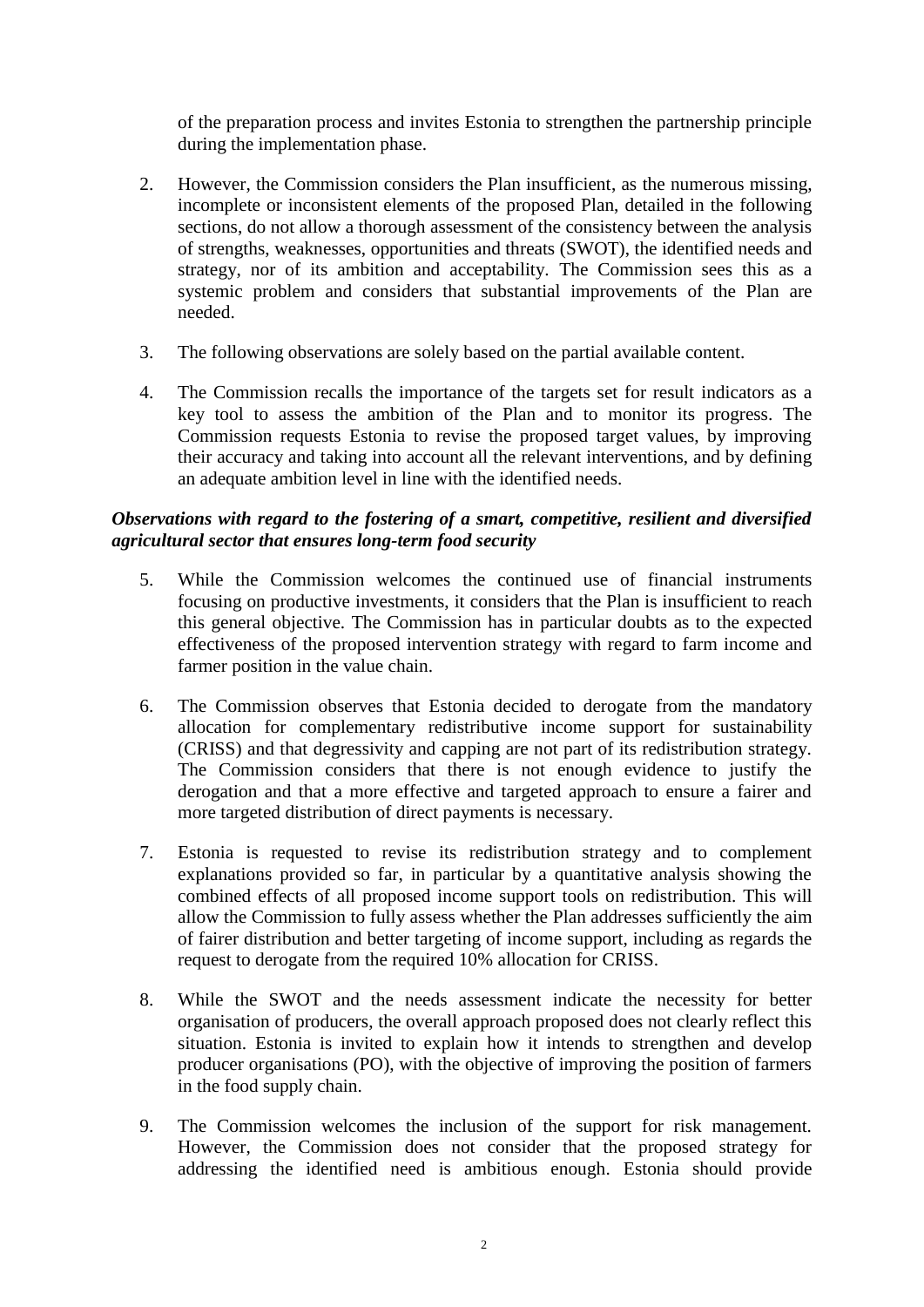of the preparation process and invites Estonia to strengthen the partnership principle during the implementation phase.

2. However, the Commission considers the Plan insufficient, as the numerous missing, incomplete or inconsistent elements of the proposed Plan, detailed in the following sections, do not allow a thorough assessment of the consistency between the analysis of strengths, weaknesses, opportunities and threats (SWOT), the identified needs and strategy, nor of its ambition and acceptability. The Commission sees this as a systemic problem and considers that substantial improvements of the Plan are needed.

3. The following observations are solely based on the partial available content.

4. The Commission recalls the importance of the targets set for result indicators as a key tool to assess the ambition of the Plan and to monitor its progress. The Commission requests Estonia to revise the proposed target values, by improving their accuracy and taking into account all the relevant interventions, and by defining an adequate ambition level in line with the identified needs.

***Observations with regard to the fostering of a smart, competitive, resilient and diversified agricultural sector that ensures long-term food security***

5. While the Commission welcomes the continued use of financial instruments focusing on productive investments, it considers that the Plan is insufficient to reach this general objective. The Commission has in particular doubts as to the expected effectiveness of the proposed intervention strategy with regard to farm income and farmer position in the value chain.

6. The Commission observes that Estonia decided to derogate from the mandatory allocation for complementary redistributive income support for sustainability (CRISS) and that degressivity and capping are not part of its redistribution strategy. The Commission considers that there is not enough evidence to justify the derogation and that a more effective and targeted approach to ensure a fairer and more targeted distribution of direct payments is necessary.

7. Estonia is requested to revise its redistribution strategy and to complement explanations provided so far, in particular by a quantitative analysis showing the combined effects of all proposed income support tools on redistribution. This will allow the Commission to fully assess whether the Plan addresses sufficiently the aim of fairer distribution and better targeting of income support, including as regards the request to derogate from the required 10% allocation for CRISS.

8. While the SWOT and the needs assessment indicate the necessity for better organisation of producers, the overall approach proposed does not clearly reflect this situation. Estonia is invited to explain how it intends to strengthen and develop producer organisations (PO), with the objective of improving the position of farmers in the food supply chain.

9. The Commission welcomes the inclusion of the support for risk management. However, the Commission does not consider that the proposed strategy for addressing the identified need is ambitious enough. Estonia should provide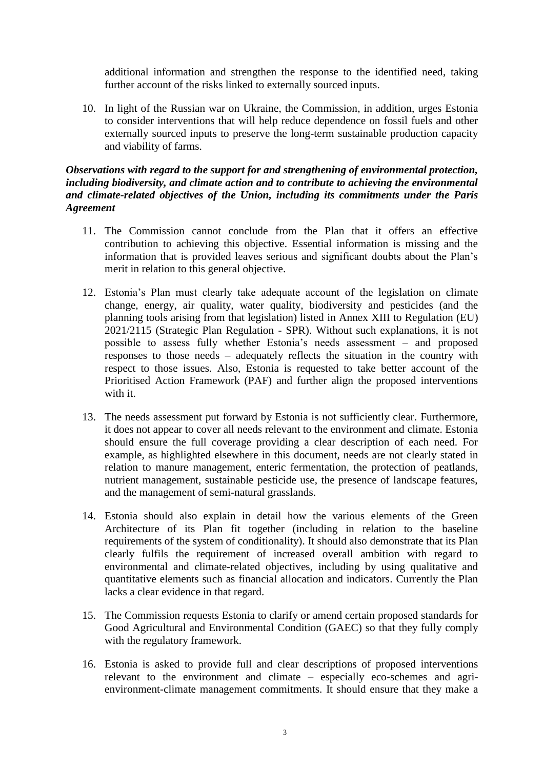additional information and strengthen the response to the identified need, taking further account of the risks linked to externally sourced inputs.

10. In light of the Russian war on Ukraine, the Commission, in addition, urges Estonia to consider interventions that will help reduce dependence on fossil fuels and other externally sourced inputs to preserve the long-term sustainable production capacity and viability of farms.

***Observations with regard to the support for and strengthening of environmental protection, including biodiversity, and climate action and to contribute to achieving the environmental and climate-related objectives of the Union, including its commitments under the Paris Agreement***

11. The Commission cannot conclude from the Plan that it offers an effective contribution to achieving this objective. Essential information is missing and the information that is provided leaves serious and significant doubts about the Plan's merit in relation to this general objective.

12. Estonia's Plan must clearly take adequate account of the legislation on climate change, energy, air quality, water quality, biodiversity and pesticides (and the planning tools arising from that legislation) listed in Annex XIII to Regulation (EU) 2021/2115 (Strategic Plan Regulation - SPR). Without such explanations, it is not possible to assess fully whether Estonia's needs assessment – and proposed responses to those needs – adequately reflects the situation in the country with respect to those issues. Also, Estonia is requested to take better account of the Prioritised Action Framework (PAF) and further align the proposed interventions with it.

13. The needs assessment put forward by Estonia is not sufficiently clear. Furthermore, it does not appear to cover all needs relevant to the environment and climate. Estonia should ensure the full coverage providing a clear description of each need. For example, as highlighted elsewhere in this document, needs are not clearly stated in relation to manure management, enteric fermentation, the protection of peatlands, nutrient management, sustainable pesticide use, the presence of landscape features, and the management of semi-natural grasslands.

14. Estonia should also explain in detail how the various elements of the Green Architecture of its Plan fit together (including in relation to the baseline requirements of the system of conditionality). It should also demonstrate that its Plan clearly fulfils the requirement of increased overall ambition with regard to environmental and climate-related objectives, including by using qualitative and quantitative elements such as financial allocation and indicators. Currently the Plan lacks a clear evidence in that regard.

15. The Commission requests Estonia to clarify or amend certain proposed standards for Good Agricultural and Environmental Condition (GAEC) so that they fully comply with the regulatory framework.

16. Estonia is asked to provide full and clear descriptions of proposed interventions relevant to the environment and climate – especially eco-schemes and agri-environment-climate management commitments. It should ensure that they make a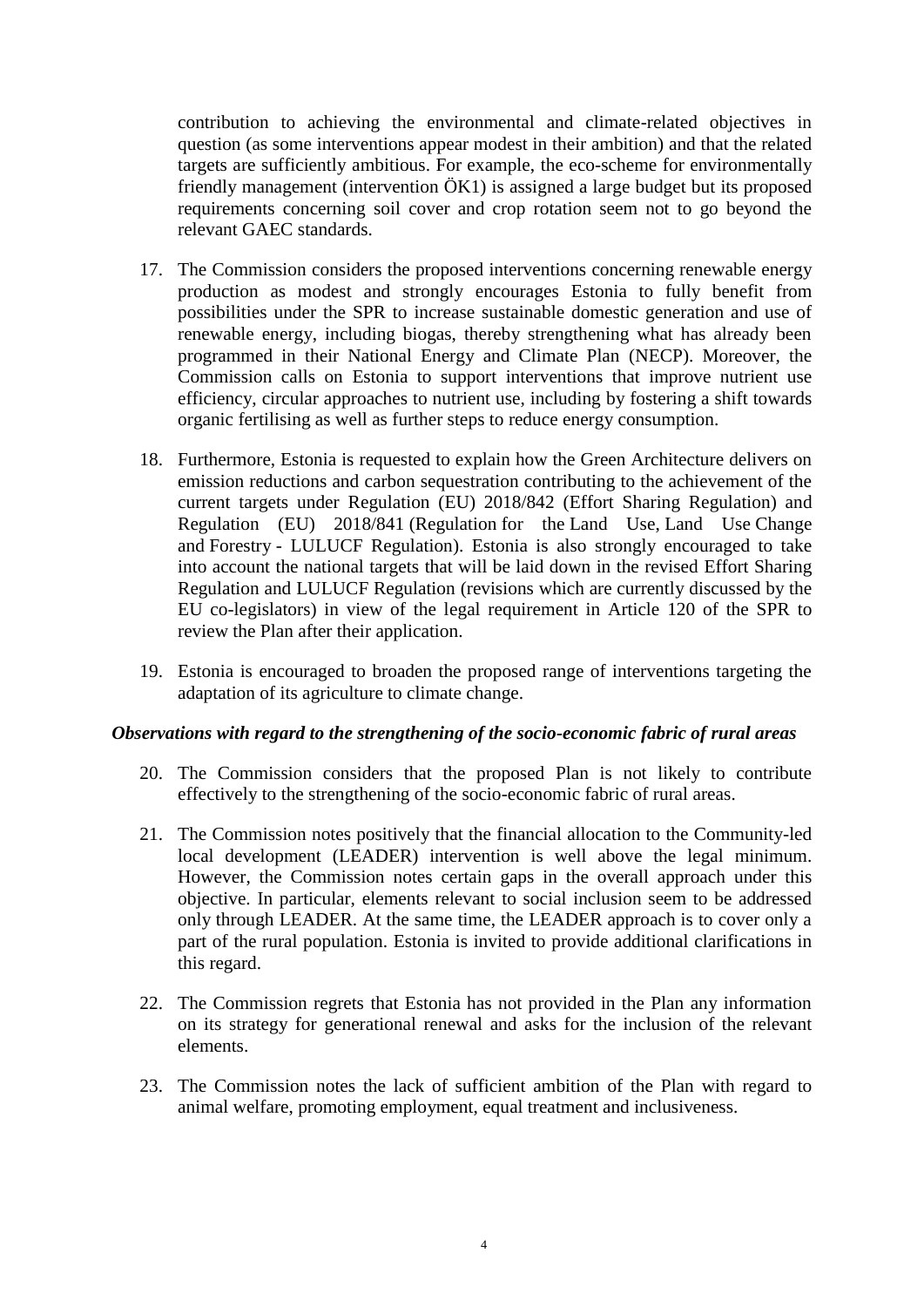contribution to achieving the environmental and climate-related objectives in question (as some interventions appear modest in their ambition) and that the related targets are sufficiently ambitious. For example, the eco-scheme for environmentally friendly management (intervention ÖK1) is assigned a large budget but its proposed requirements concerning soil cover and crop rotation seem not to go beyond the relevant GAEC standards.

17. The Commission considers the proposed interventions concerning renewable energy production as modest and strongly encourages Estonia to fully benefit from possibilities under the SPR to increase sustainable domestic generation and use of renewable energy, including biogas, thereby strengthening what has already been programmed in their National Energy and Climate Plan (NECP). Moreover, the Commission calls on Estonia to support interventions that improve nutrient use efficiency, circular approaches to nutrient use, including by fostering a shift towards organic fertilising as well as further steps to reduce energy consumption.

18. Furthermore, Estonia is requested to explain how the Green Architecture delivers on emission reductions and carbon sequestration contributing to the achievement of the current targets under Regulation (EU) 2018/842 (Effort Sharing Regulation) and Regulation (EU) 2018/841 (Regulation for the Land Use, Land Use Change and Forestry - LULUCF Regulation). Estonia is also strongly encouraged to take into account the national targets that will be laid down in the revised Effort Sharing Regulation and LULUCF Regulation (revisions which are currently discussed by the EU co-legislators) in view of the legal requirement in Article 120 of the SPR to review the Plan after their application.

19. Estonia is encouraged to broaden the proposed range of interventions targeting the adaptation of its agriculture to climate change.

***Observations with regard to the strengthening of the socio-economic fabric of rural areas***

20. The Commission considers that the proposed Plan is not likely to contribute effectively to the strengthening of the socio-economic fabric of rural areas.

21. The Commission notes positively that the financial allocation to the Community-led local development (LEADER) intervention is well above the legal minimum. However, the Commission notes certain gaps in the overall approach under this objective. In particular, elements relevant to social inclusion seem to be addressed only through LEADER. At the same time, the LEADER approach is to cover only a part of the rural population. Estonia is invited to provide additional clarifications in this regard.

22. The Commission regrets that Estonia has not provided in the Plan any information on its strategy for generational renewal and asks for the inclusion of the relevant elements.

23. The Commission notes the lack of sufficient ambition of the Plan with regard to animal welfare, promoting employment, equal treatment and inclusiveness.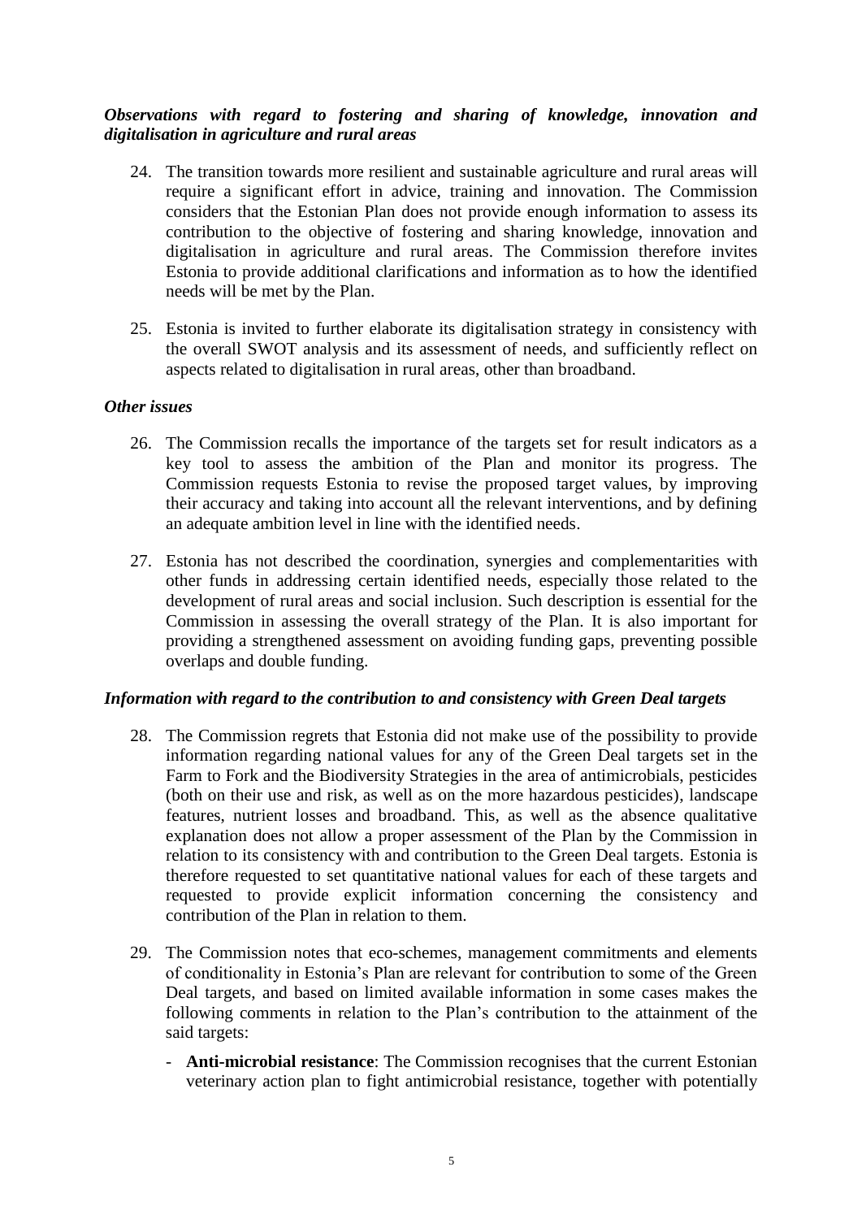***Observations with regard to fostering and sharing of knowledge, innovation and digitalisation in agriculture and rural areas***

24. The transition towards more resilient and sustainable agriculture and rural areas will require a significant effort in advice, training and innovation. The Commission considers that the Estonian Plan does not provide enough information to assess its contribution to the objective of fostering and sharing knowledge, innovation and digitalisation in agriculture and rural areas. The Commission therefore invites Estonia to provide additional clarifications and information as to how the identified needs will be met by the Plan.

25. Estonia is invited to further elaborate its digitalisation strategy in consistency with the overall SWOT analysis and its assessment of needs, and sufficiently reflect on aspects related to digitalisation in rural areas, other than broadband.

***Other issues***

26. The Commission recalls the importance of the targets set for result indicators as a key tool to assess the ambition of the Plan and monitor its progress. The Commission requests Estonia to revise the proposed target values, by improving their accuracy and taking into account all the relevant interventions, and by defining an adequate ambition level in line with the identified needs.

27. Estonia has not described the coordination, synergies and complementarities with other funds in addressing certain identified needs, especially those related to the development of rural areas and social inclusion. Such description is essential for the Commission in assessing the overall strategy of the Plan. It is also important for providing a strengthened assessment on avoiding funding gaps, preventing possible overlaps and double funding.

***Information with regard to the contribution to and consistency with Green Deal targets***

28. The Commission regrets that Estonia did not make use of the possibility to provide information regarding national values for any of the Green Deal targets set in the Farm to Fork and the Biodiversity Strategies in the area of antimicrobials, pesticides (both on their use and risk, as well as on the more hazardous pesticides), landscape features, nutrient losses and broadband. This, as well as the absence qualitative explanation does not allow a proper assessment of the Plan by the Commission in relation to its consistency with and contribution to the Green Deal targets. Estonia is therefore requested to set quantitative national values for each of these targets and requested to provide explicit information concerning the consistency and contribution of the Plan in relation to them.

29. The Commission notes that eco-schemes, management commitments and elements of conditionality in Estonia's Plan are relevant for contribution to some of the Green Deal targets, and based on limited available information in some cases makes the following comments in relation to the Plan's contribution to the attainment of the said targets:

    - **Anti-microbial resistance**: The Commission recognises that the current Estonian veterinary action plan to fight antimicrobial resistance, together with potentially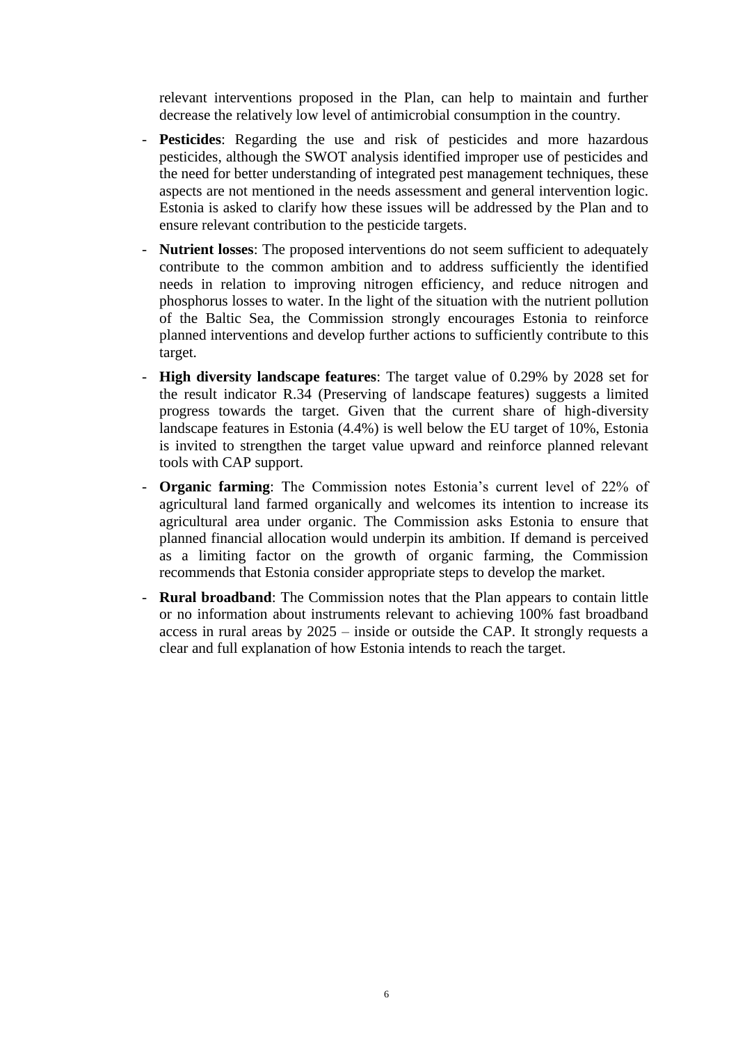relevant interventions proposed in the Plan, can help to maintain and further decrease the relatively low level of antimicrobial consumption in the country.

- **Pesticides**: Regarding the use and risk of pesticides and more hazardous pesticides, although the SWOT analysis identified improper use of pesticides and the need for better understanding of integrated pest management techniques, these aspects are not mentioned in the needs assessment and general intervention logic. Estonia is asked to clarify how these issues will be addressed by the Plan and to ensure relevant contribution to the pesticide targets.
- **Nutrient losses**: The proposed interventions do not seem sufficient to adequately contribute to the common ambition and to address sufficiently the identified needs in relation to improving nitrogen efficiency, and reduce nitrogen and phosphorus losses to water. In the light of the situation with the nutrient pollution of the Baltic Sea, the Commission strongly encourages Estonia to reinforce planned interventions and develop further actions to sufficiently contribute to this target.
- **High diversity landscape features**: The target value of 0.29% by 2028 set for the result indicator R.34 (Preserving of landscape features) suggests a limited progress towards the target. Given that the current share of high-diversity landscape features in Estonia (4.4%) is well below the EU target of 10%, Estonia is invited to strengthen the target value upward and reinforce planned relevant tools with CAP support.
- **Organic farming**: The Commission notes Estonia's current level of 22% of agricultural land farmed organically and welcomes its intention to increase its agricultural area under organic. The Commission asks Estonia to ensure that planned financial allocation would underpin its ambition. If demand is perceived as a limiting factor on the growth of organic farming, the Commission recommends that Estonia consider appropriate steps to develop the market.
- **Rural broadband**: The Commission notes that the Plan appears to contain little or no information about instruments relevant to achieving 100% fast broadband access in rural areas by 2025 – inside or outside the CAP. It strongly requests a clear and full explanation of how Estonia intends to reach the target.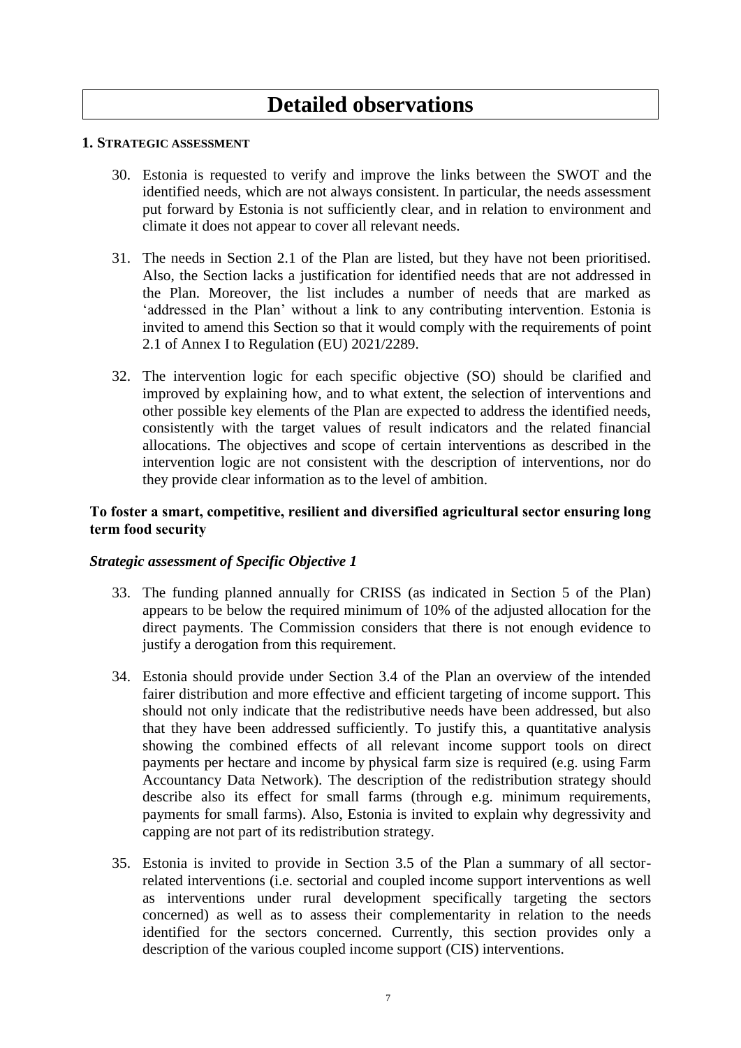# Detailed observations

## 1. Strategic assessment

30. Estonia is requested to verify and improve the links between the SWOT and the identified needs, which are not always consistent. In particular, the needs assessment put forward by Estonia is not sufficiently clear, and in relation to environment and climate it does not appear to cover all relevant needs.

31. The needs in Section 2.1 of the Plan are listed, but they have not been prioritised. Also, the Section lacks a justification for identified needs that are not addressed in the Plan. Moreover, the list includes a number of needs that are marked as 'addressed in the Plan' without a link to any contributing intervention. Estonia is invited to amend this Section so that it would comply with the requirements of point 2.1 of Annex I to Regulation (EU) 2021/2289.

32. The intervention logic for each specific objective (SO) should be clarified and improved by explaining how, and to what extent, the selection of interventions and other possible key elements of the Plan are expected to address the identified needs, consistently with the target values of result indicators and the related financial allocations. The objectives and scope of certain interventions as described in the intervention logic are not consistent with the description of interventions, nor do they provide clear information as to the level of ambition.

**To foster a smart, competitive, resilient and diversified agricultural sector ensuring long term food security**

***Strategic assessment of Specific Objective 1***

33. The funding planned annually for CRISS (as indicated in Section 5 of the Plan) appears to be below the required minimum of 10% of the adjusted allocation for the direct payments. The Commission considers that there is not enough evidence to justify a derogation from this requirement.

34. Estonia should provide under Section 3.4 of the Plan an overview of the intended fairer distribution and more effective and efficient targeting of income support. This should not only indicate that the redistributive needs have been addressed, but also that they have been addressed sufficiently. To justify this, a quantitative analysis showing the combined effects of all relevant income support tools on direct payments per hectare and income by physical farm size is required (e.g. using Farm Accountancy Data Network). The description of the redistribution strategy should describe also its effect for small farms (through e.g. minimum requirements, payments for small farms). Also, Estonia is invited to explain why degressivity and capping are not part of its redistribution strategy.

35. Estonia is invited to provide in Section 3.5 of the Plan a summary of all sector-related interventions (i.e. sectorial and coupled income support interventions as well as interventions under rural development specifically targeting the sectors concerned) as well as to assess their complementarity in relation to the needs identified for the sectors concerned. Currently, this section provides only a description of the various coupled income support (CIS) interventions.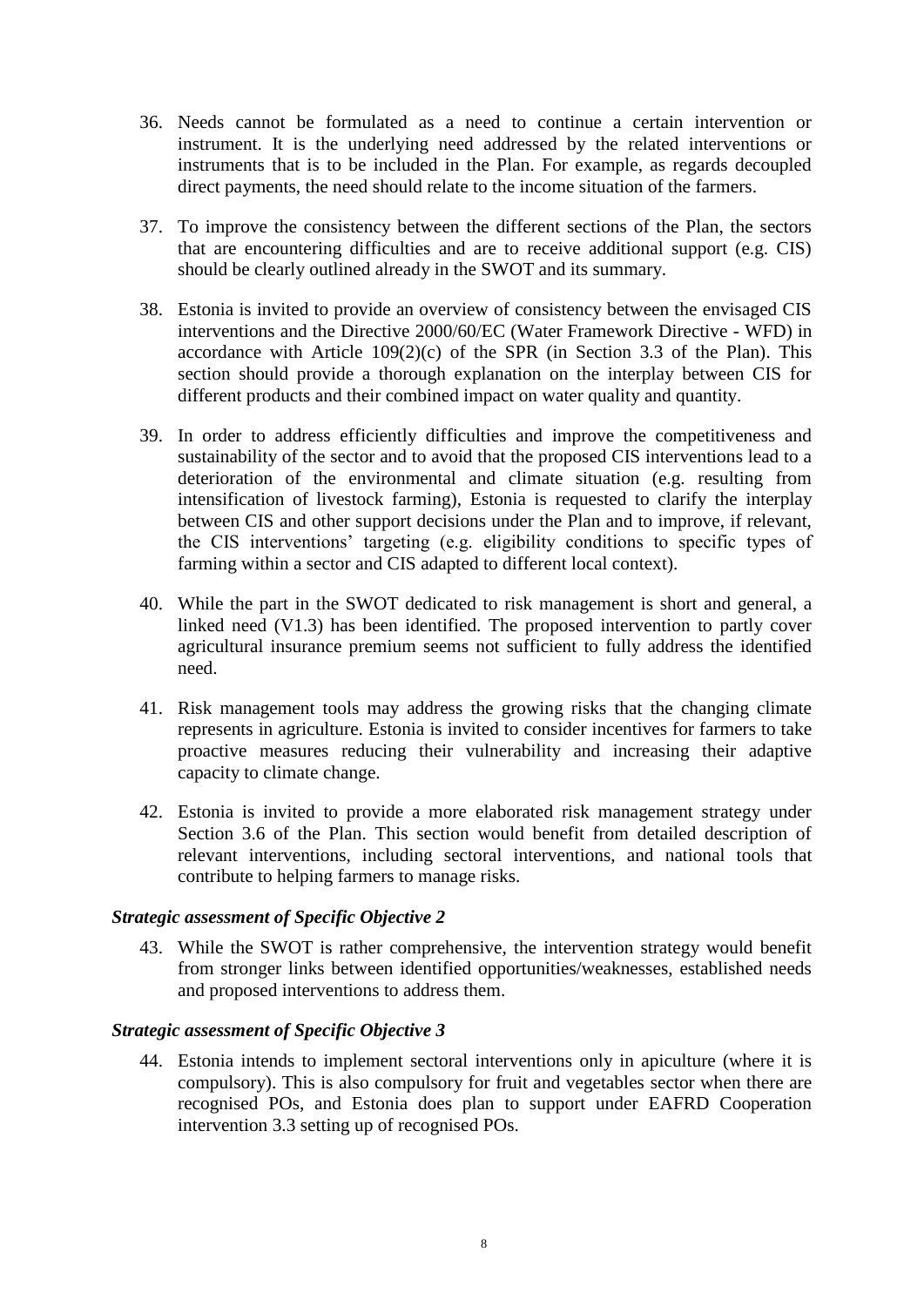36. Needs cannot be formulated as a need to continue a certain intervention or instrument. It is the underlying need addressed by the related interventions or instruments that is to be included in the Plan. For example, as regards decoupled direct payments, the need should relate to the income situation of the farmers.

37. To improve the consistency between the different sections of the Plan, the sectors that are encountering difficulties and are to receive additional support (e.g. CIS) should be clearly outlined already in the SWOT and its summary.

38. Estonia is invited to provide an overview of consistency between the envisaged CIS interventions and the Directive 2000/60/EC (Water Framework Directive - WFD) in accordance with Article 109(2)(c) of the SPR (in Section 3.3 of the Plan). This section should provide a thorough explanation on the interplay between CIS for different products and their combined impact on water quality and quantity.

39. In order to address efficiently difficulties and improve the competitiveness and sustainability of the sector and to avoid that the proposed CIS interventions lead to a deterioration of the environmental and climate situation (e.g. resulting from intensification of livestock farming), Estonia is requested to clarify the interplay between CIS and other support decisions under the Plan and to improve, if relevant, the CIS interventions' targeting (e.g. eligibility conditions to specific types of farming within a sector and CIS adapted to different local context).

40. While the part in the SWOT dedicated to risk management is short and general, a linked need (V1.3) has been identified. The proposed intervention to partly cover agricultural insurance premium seems not sufficient to fully address the identified need.

41. Risk management tools may address the growing risks that the changing climate represents in agriculture. Estonia is invited to consider incentives for farmers to take proactive measures reducing their vulnerability and increasing their adaptive capacity to climate change.

42. Estonia is invited to provide a more elaborated risk management strategy under Section 3.6 of the Plan. This section would benefit from detailed description of relevant interventions, including sectoral interventions, and national tools that contribute to helping farmers to manage risks.

### *Strategic assessment of Specific Objective 2*

43. While the SWOT is rather comprehensive, the intervention strategy would benefit from stronger links between identified opportunities/weaknesses, established needs and proposed interventions to address them.

### *Strategic assessment of Specific Objective 3*

44. Estonia intends to implement sectoral interventions only in apiculture (where it is compulsory). This is also compulsory for fruit and vegetables sector when there are recognised POs, and Estonia does plan to support under EAFRD Cooperation intervention 3.3 setting up of recognised POs.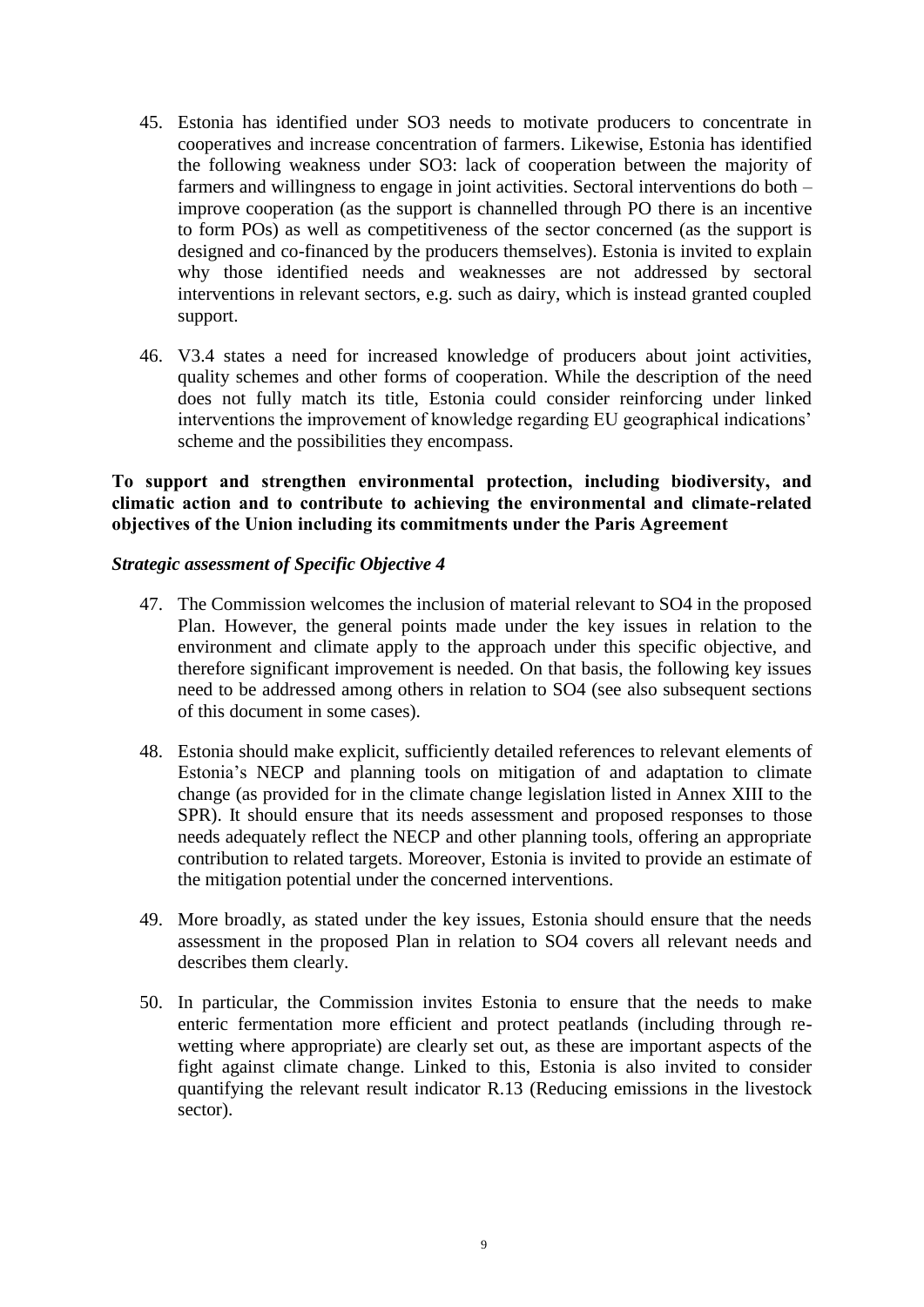45. Estonia has identified under SO3 needs to motivate producers to concentrate in cooperatives and increase concentration of farmers. Likewise, Estonia has identified the following weakness under SO3: lack of cooperation between the majority of farmers and willingness to engage in joint activities. Sectoral interventions do both – improve cooperation (as the support is channelled through PO there is an incentive to form POs) as well as competitiveness of the sector concerned (as the support is designed and co-financed by the producers themselves). Estonia is invited to explain why those identified needs and weaknesses are not addressed by sectoral interventions in relevant sectors, e.g. such as dairy, which is instead granted coupled support.

46. V3.4 states a need for increased knowledge of producers about joint activities, quality schemes and other forms of cooperation. While the description of the need does not fully match its title, Estonia could consider reinforcing under linked interventions the improvement of knowledge regarding EU geographical indications' scheme and the possibilities they encompass.

**To support and strengthen environmental protection, including biodiversity, and climatic action and to contribute to achieving the environmental and climate-related objectives of the Union including its commitments under the Paris Agreement**

***Strategic assessment of Specific Objective 4***

47. The Commission welcomes the inclusion of material relevant to SO4 in the proposed Plan. However, the general points made under the key issues in relation to the environment and climate apply to the approach under this specific objective, and therefore significant improvement is needed. On that basis, the following key issues need to be addressed among others in relation to SO4 (see also subsequent sections of this document in some cases).

48. Estonia should make explicit, sufficiently detailed references to relevant elements of Estonia's NECP and planning tools on mitigation of and adaptation to climate change (as provided for in the climate change legislation listed in Annex XIII to the SPR). It should ensure that its needs assessment and proposed responses to those needs adequately reflect the NECP and other planning tools, offering an appropriate contribution to related targets. Moreover, Estonia is invited to provide an estimate of the mitigation potential under the concerned interventions.

49. More broadly, as stated under the key issues, Estonia should ensure that the needs assessment in the proposed Plan in relation to SO4 covers all relevant needs and describes them clearly.

50. In particular, the Commission invites Estonia to ensure that the needs to make enteric fermentation more efficient and protect peatlands (including through re-wetting where appropriate) are clearly set out, as these are important aspects of the fight against climate change. Linked to this, Estonia is also invited to consider quantifying the relevant result indicator R.13 (Reducing emissions in the livestock sector).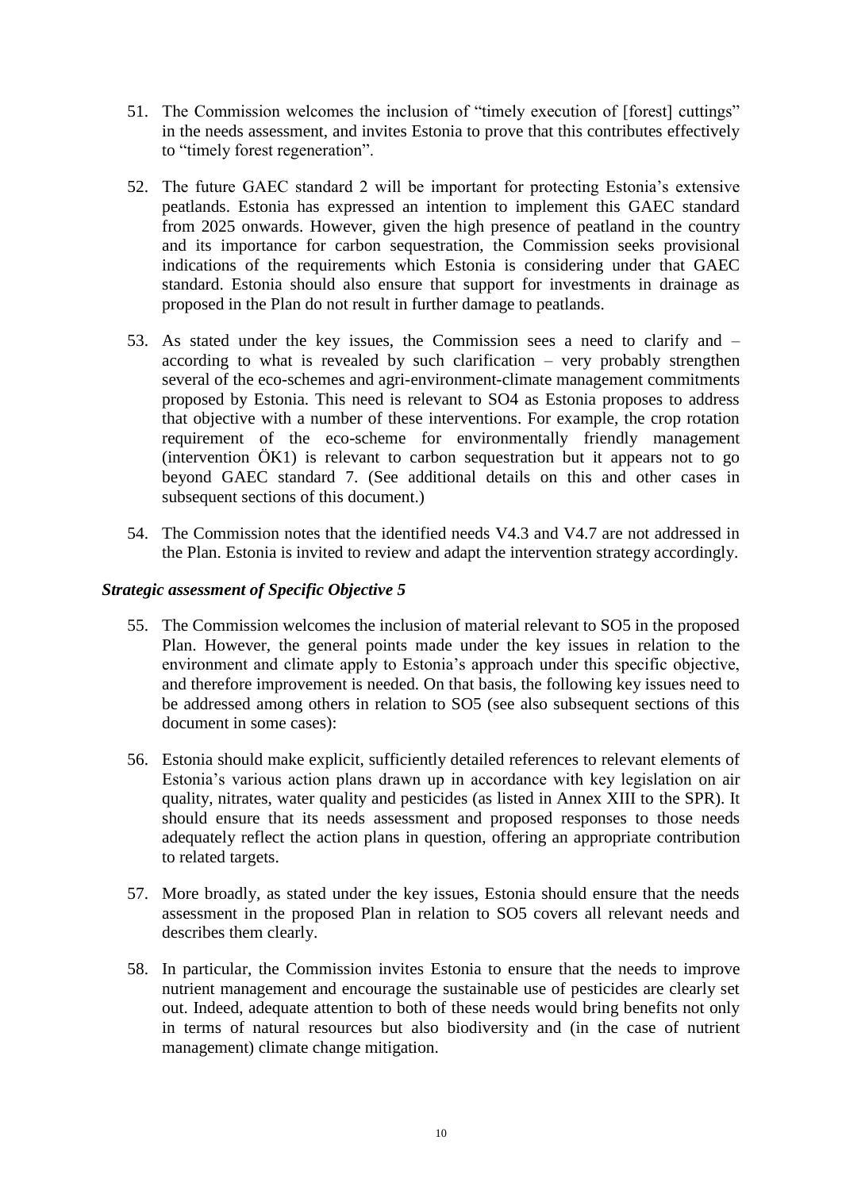51. The Commission welcomes the inclusion of "timely execution of [forest] cuttings" in the needs assessment, and invites Estonia to prove that this contributes effectively to "timely forest regeneration".

52. The future GAEC standard 2 will be important for protecting Estonia's extensive peatlands. Estonia has expressed an intention to implement this GAEC standard from 2025 onwards. However, given the high presence of peatland in the country and its importance for carbon sequestration, the Commission seeks provisional indications of the requirements which Estonia is considering under that GAEC standard. Estonia should also ensure that support for investments in drainage as proposed in the Plan do not result in further damage to peatlands.

53. As stated under the key issues, the Commission sees a need to clarify and – according to what is revealed by such clarification – very probably strengthen several of the eco-schemes and agri-environment-climate management commitments proposed by Estonia. This need is relevant to SO4 as Estonia proposes to address that objective with a number of these interventions. For example, the crop rotation requirement of the eco-scheme for environmentally friendly management (intervention ÖK1) is relevant to carbon sequestration but it appears not to go beyond GAEC standard 7. (See additional details on this and other cases in subsequent sections of this document.)

54. The Commission notes that the identified needs V4.3 and V4.7 are not addressed in the Plan. Estonia is invited to review and adapt the intervention strategy accordingly.

### *Strategic assessment of Specific Objective 5*

55. The Commission welcomes the inclusion of material relevant to SO5 in the proposed Plan. However, the general points made under the key issues in relation to the environment and climate apply to Estonia's approach under this specific objective, and therefore improvement is needed. On that basis, the following key issues need to be addressed among others in relation to SO5 (see also subsequent sections of this document in some cases):

56. Estonia should make explicit, sufficiently detailed references to relevant elements of Estonia's various action plans drawn up in accordance with key legislation on air quality, nitrates, water quality and pesticides (as listed in Annex XIII to the SPR). It should ensure that its needs assessment and proposed responses to those needs adequately reflect the action plans in question, offering an appropriate contribution to related targets.

57. More broadly, as stated under the key issues, Estonia should ensure that the needs assessment in the proposed Plan in relation to SO5 covers all relevant needs and describes them clearly.

58. In particular, the Commission invites Estonia to ensure that the needs to improve nutrient management and encourage the sustainable use of pesticides are clearly set out. Indeed, adequate attention to both of these needs would bring benefits not only in terms of natural resources but also biodiversity and (in the case of nutrient management) climate change mitigation.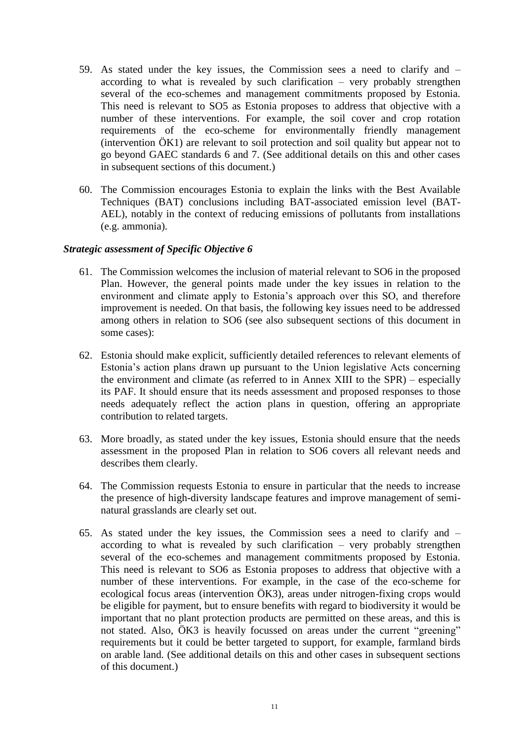59. As stated under the key issues, the Commission sees a need to clarify and – according to what is revealed by such clarification – very probably strengthen several of the eco-schemes and management commitments proposed by Estonia. This need is relevant to SO5 as Estonia proposes to address that objective with a number of these interventions. For example, the soil cover and crop rotation requirements of the eco-scheme for environmentally friendly management (intervention ÖK1) are relevant to soil protection and soil quality but appear not to go beyond GAEC standards 6 and 7. (See additional details on this and other cases in subsequent sections of this document.)

60. The Commission encourages Estonia to explain the links with the Best Available Techniques (BAT) conclusions including BAT-associated emission level (BAT-AEL), notably in the context of reducing emissions of pollutants from installations (e.g. ammonia).

### *Strategic assessment of Specific Objective 6*

61. The Commission welcomes the inclusion of material relevant to SO6 in the proposed Plan. However, the general points made under the key issues in relation to the environment and climate apply to Estonia's approach over this SO, and therefore improvement is needed. On that basis, the following key issues need to be addressed among others in relation to SO6 (see also subsequent sections of this document in some cases):

62. Estonia should make explicit, sufficiently detailed references to relevant elements of Estonia's action plans drawn up pursuant to the Union legislative Acts concerning the environment and climate (as referred to in Annex XIII to the SPR) – especially its PAF. It should ensure that its needs assessment and proposed responses to those needs adequately reflect the action plans in question, offering an appropriate contribution to related targets.

63. More broadly, as stated under the key issues, Estonia should ensure that the needs assessment in the proposed Plan in relation to SO6 covers all relevant needs and describes them clearly.

64. The Commission requests Estonia to ensure in particular that the needs to increase the presence of high-diversity landscape features and improve management of semi-natural grasslands are clearly set out.

65. As stated under the key issues, the Commission sees a need to clarify and – according to what is revealed by such clarification – very probably strengthen several of the eco-schemes and management commitments proposed by Estonia. This need is relevant to SO6 as Estonia proposes to address that objective with a number of these interventions. For example, in the case of the eco-scheme for ecological focus areas (intervention ÖK3), areas under nitrogen-fixing crops would be eligible for payment, but to ensure benefits with regard to biodiversity it would be important that no plant protection products are permitted on these areas, and this is not stated. Also, ÖK3 is heavily focussed on areas under the current "greening" requirements but it could be better targeted to support, for example, farmland birds on arable land. (See additional details on this and other cases in subsequent sections of this document.)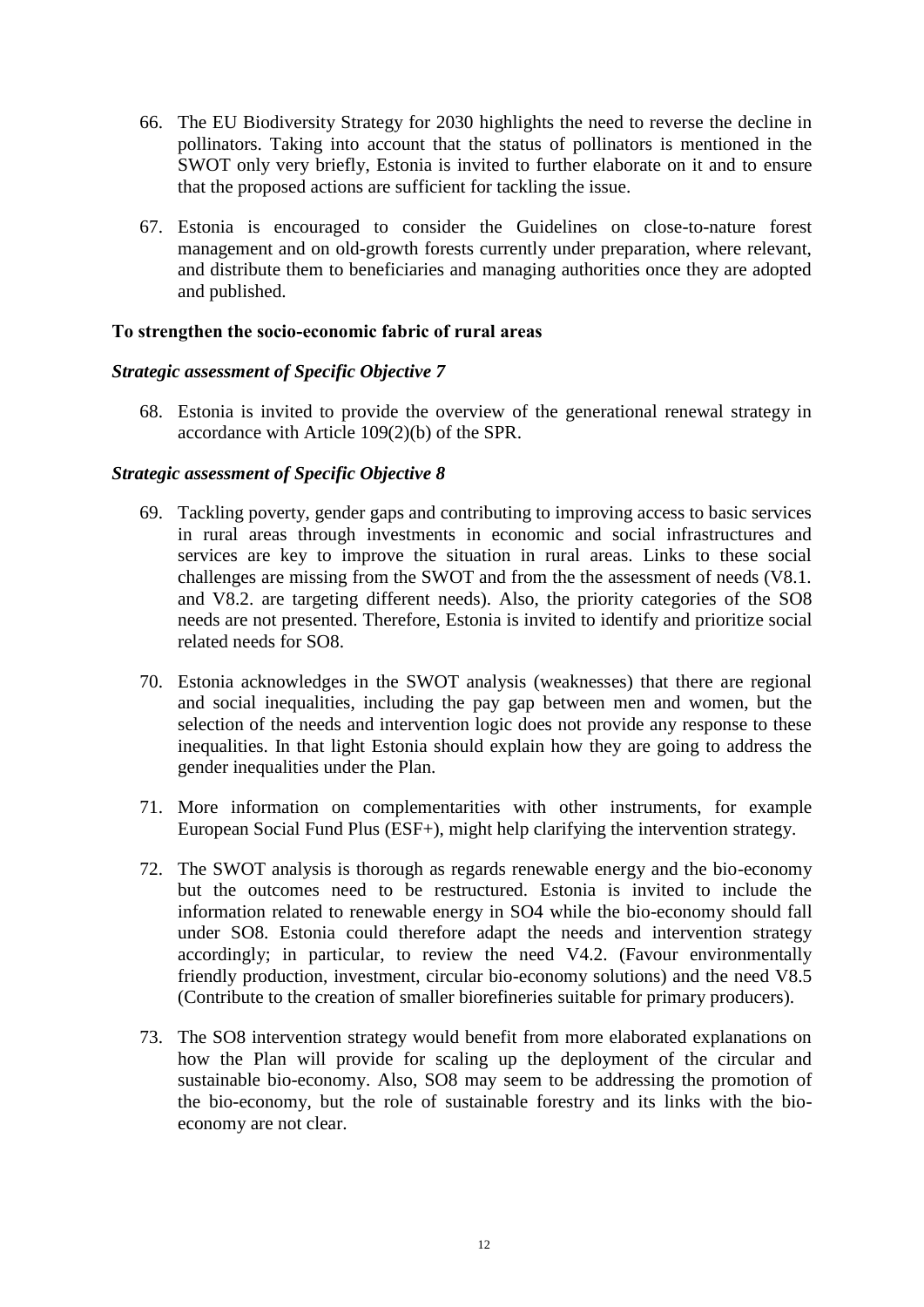66. The EU Biodiversity Strategy for 2030 highlights the need to reverse the decline in pollinators. Taking into account that the status of pollinators is mentioned in the SWOT only very briefly, Estonia is invited to further elaborate on it and to ensure that the proposed actions are sufficient for tackling the issue.

67. Estonia is encouraged to consider the Guidelines on close-to-nature forest management and on old-growth forests currently under preparation, where relevant, and distribute them to beneficiaries and managing authorities once they are adopted and published.

**To strengthen the socio-economic fabric of rural areas**

***Strategic assessment of Specific Objective 7***

68. Estonia is invited to provide the overview of the generational renewal strategy in accordance with Article 109(2)(b) of the SPR.

***Strategic assessment of Specific Objective 8***

69. Tackling poverty, gender gaps and contributing to improving access to basic services in rural areas through investments in economic and social infrastructures and services are key to improve the situation in rural areas. Links to these social challenges are missing from the SWOT and from the the assessment of needs (V8.1. and V8.2. are targeting different needs). Also, the priority categories of the SO8 needs are not presented. Therefore, Estonia is invited to identify and prioritize social related needs for SO8.

70. Estonia acknowledges in the SWOT analysis (weaknesses) that there are regional and social inequalities, including the pay gap between men and women, but the selection of the needs and intervention logic does not provide any response to these inequalities. In that light Estonia should explain how they are going to address the gender inequalities under the Plan.

71. More information on complementarities with other instruments, for example European Social Fund Plus (ESF+), might help clarifying the intervention strategy.

72. The SWOT analysis is thorough as regards renewable energy and the bio-economy but the outcomes need to be restructured. Estonia is invited to include the information related to renewable energy in SO4 while the bio-economy should fall under SO8. Estonia could therefore adapt the needs and intervention strategy accordingly; in particular, to review the need V4.2. (Favour environmentally friendly production, investment, circular bio-economy solutions) and the need V8.5 (Contribute to the creation of smaller biorefineries suitable for primary producers).

73. The SO8 intervention strategy would benefit from more elaborated explanations on how the Plan will provide for scaling up the deployment of the circular and sustainable bio-economy. Also, SO8 may seem to be addressing the promotion of the bio-economy, but the role of sustainable forestry and its links with the bio-economy are not clear.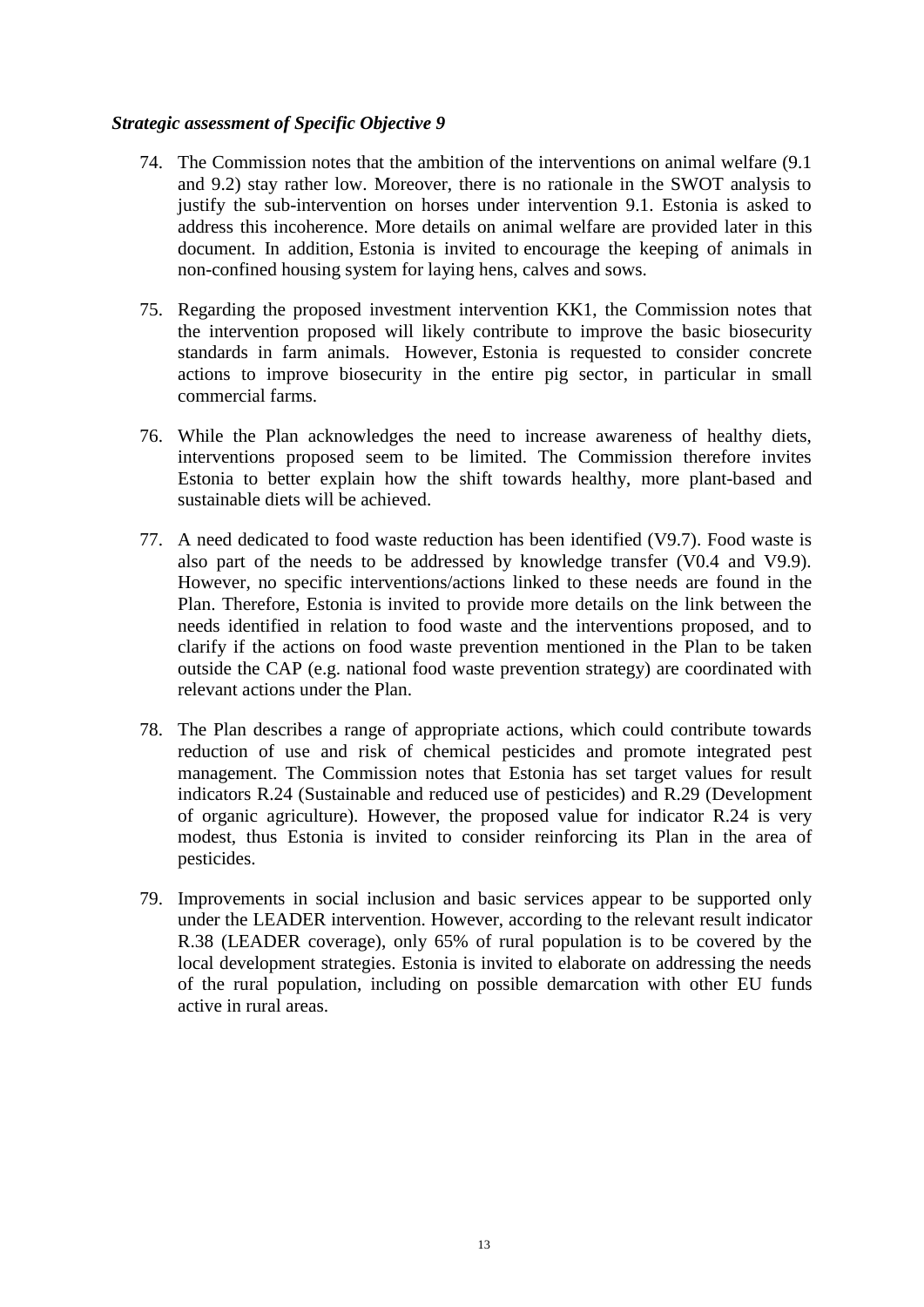***Strategic assessment of Specific Objective 9***

74. The Commission notes that the ambition of the interventions on animal welfare (9.1 and 9.2) stay rather low. Moreover, there is no rationale in the SWOT analysis to justify the sub-intervention on horses under intervention 9.1. Estonia is asked to address this incoherence. More details on animal welfare are provided later in this document. In addition, Estonia is invited to encourage the keeping of animals in non-confined housing system for laying hens, calves and sows.

75. Regarding the proposed investment intervention KK1, the Commission notes that the intervention proposed will likely contribute to improve the basic biosecurity standards in farm animals. However, Estonia is requested to consider concrete actions to improve biosecurity in the entire pig sector, in particular in small commercial farms.

76. While the Plan acknowledges the need to increase awareness of healthy diets, interventions proposed seem to be limited. The Commission therefore invites Estonia to better explain how the shift towards healthy, more plant-based and sustainable diets will be achieved.

77. A need dedicated to food waste reduction has been identified (V9.7). Food waste is also part of the needs to be addressed by knowledge transfer (V0.4 and V9.9). However, no specific interventions/actions linked to these needs are found in the Plan. Therefore, Estonia is invited to provide more details on the link between the needs identified in relation to food waste and the interventions proposed, and to clarify if the actions on food waste prevention mentioned in the Plan to be taken outside the CAP (e.g. national food waste prevention strategy) are coordinated with relevant actions under the Plan.

78. The Plan describes a range of appropriate actions, which could contribute towards reduction of use and risk of chemical pesticides and promote integrated pest management. The Commission notes that Estonia has set target values for result indicators R.24 (Sustainable and reduced use of pesticides) and R.29 (Development of organic agriculture). However, the proposed value for indicator R.24 is very modest, thus Estonia is invited to consider reinforcing its Plan in the area of pesticides.

79. Improvements in social inclusion and basic services appear to be supported only under the LEADER intervention. However, according to the relevant result indicator R.38 (LEADER coverage), only 65% of rural population is to be covered by the local development strategies. Estonia is invited to elaborate on addressing the needs of the rural population, including on possible demarcation with other EU funds active in rural areas.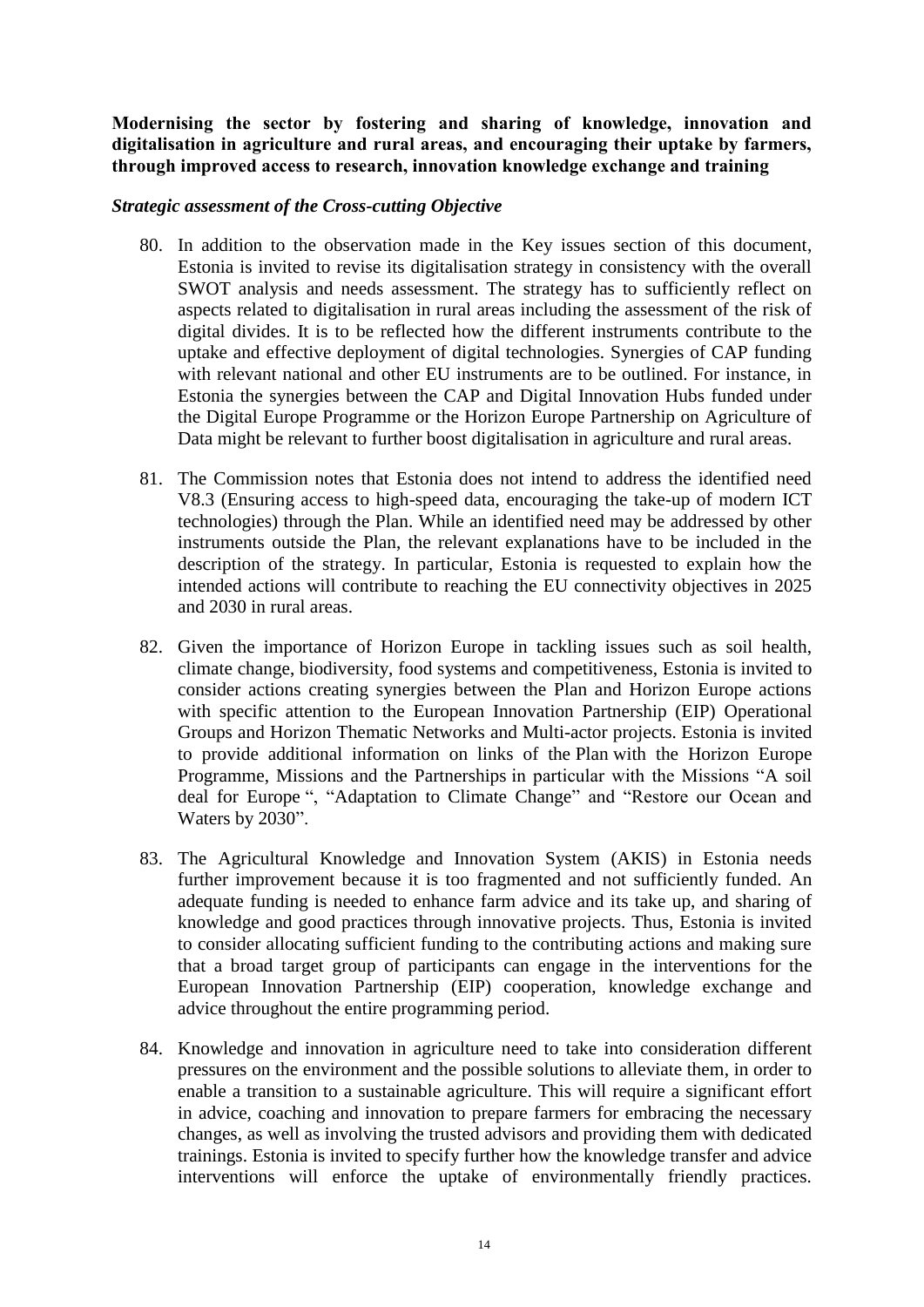**Modernising the sector by fostering and sharing of knowledge, innovation and digitalisation in agriculture and rural areas, and encouraging their uptake by farmers, through improved access to research, innovation knowledge exchange and training**

***Strategic assessment of the Cross-cutting Objective***

80. In addition to the observation made in the Key issues section of this document, Estonia is invited to revise its digitalisation strategy in consistency with the overall SWOT analysis and needs assessment. The strategy has to sufficiently reflect on aspects related to digitalisation in rural areas including the assessment of the risk of digital divides. It is to be reflected how the different instruments contribute to the uptake and effective deployment of digital technologies. Synergies of CAP funding with relevant national and other EU instruments are to be outlined. For instance, in Estonia the synergies between the CAP and Digital Innovation Hubs funded under the Digital Europe Programme or the Horizon Europe Partnership on Agriculture of Data might be relevant to further boost digitalisation in agriculture and rural areas.

81. The Commission notes that Estonia does not intend to address the identified need V8.3 (Ensuring access to high-speed data, encouraging the take-up of modern ICT technologies) through the Plan. While an identified need may be addressed by other instruments outside the Plan, the relevant explanations have to be included in the description of the strategy. In particular, Estonia is requested to explain how the intended actions will contribute to reaching the EU connectivity objectives in 2025 and 2030 in rural areas.

82. Given the importance of Horizon Europe in tackling issues such as soil health, climate change, biodiversity, food systems and competitiveness, Estonia is invited to consider actions creating synergies between the Plan and Horizon Europe actions with specific attention to the European Innovation Partnership (EIP) Operational Groups and Horizon Thematic Networks and Multi-actor projects. Estonia is invited to provide additional information on links of the Plan with the Horizon Europe Programme, Missions and the Partnerships in particular with the Missions "A soil deal for Europe ", "Adaptation to Climate Change" and "Restore our Ocean and Waters by 2030".

83. The Agricultural Knowledge and Innovation System (AKIS) in Estonia needs further improvement because it is too fragmented and not sufficiently funded. An adequate funding is needed to enhance farm advice and its take up, and sharing of knowledge and good practices through innovative projects. Thus, Estonia is invited to consider allocating sufficient funding to the contributing actions and making sure that a broad target group of participants can engage in the interventions for the European Innovation Partnership (EIP) cooperation, knowledge exchange and advice throughout the entire programming period.

84. Knowledge and innovation in agriculture need to take into consideration different pressures on the environment and the possible solutions to alleviate them, in order to enable a transition to a sustainable agriculture. This will require a significant effort in advice, coaching and innovation to prepare farmers for embracing the necessary changes, as well as involving the trusted advisors and providing them with dedicated trainings. Estonia is invited to specify further how the knowledge transfer and advice interventions will enforce the uptake of environmentally friendly practices.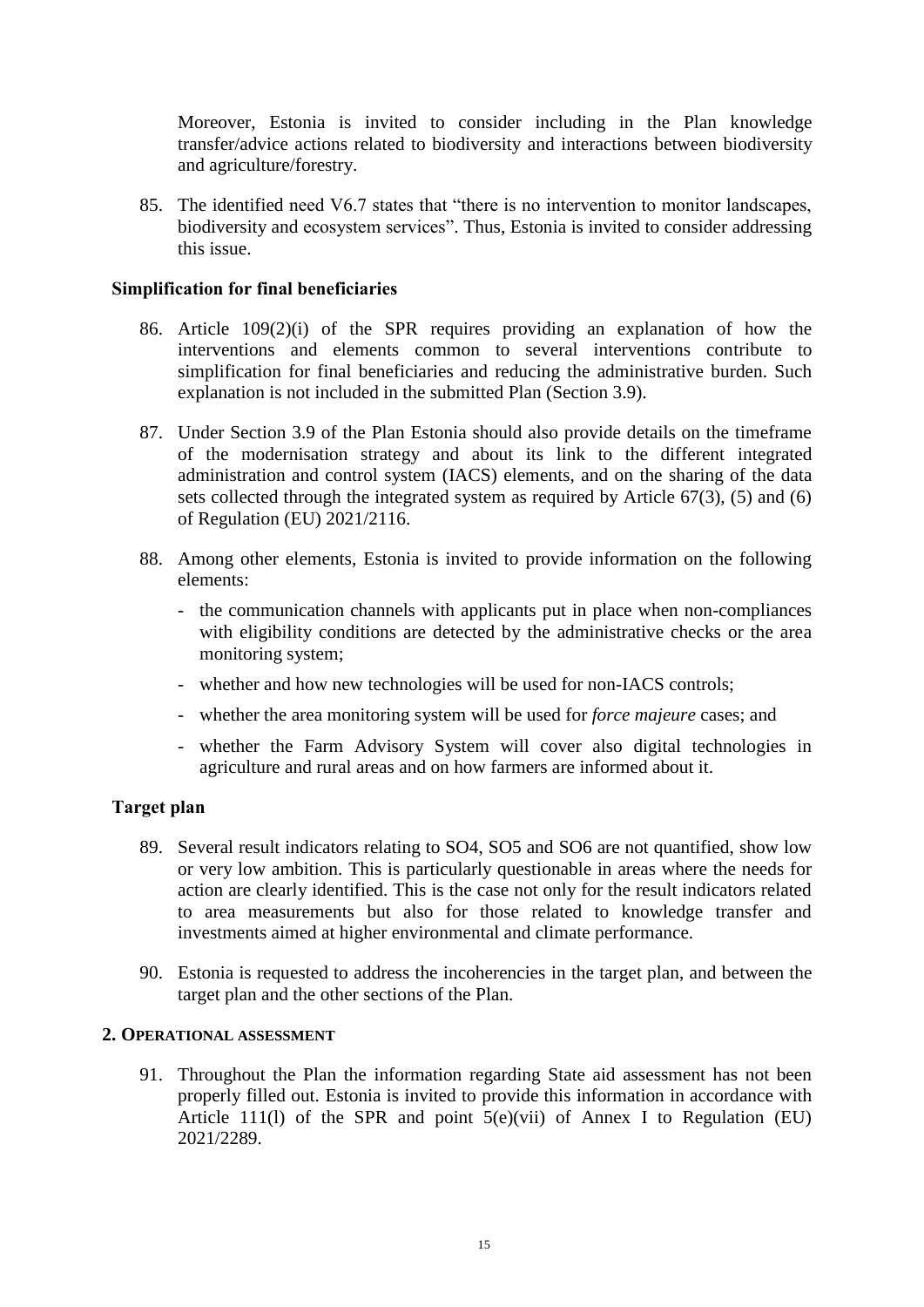Moreover, Estonia is invited to consider including in the Plan knowledge transfer/advice actions related to biodiversity and interactions between biodiversity and agriculture/forestry.

85. The identified need V6.7 states that "there is no intervention to monitor landscapes, biodiversity and ecosystem services". Thus, Estonia is invited to consider addressing this issue.

**Simplification for final beneficiaries**

86. Article 109(2)(i) of the SPR requires providing an explanation of how the interventions and elements common to several interventions contribute to simplification for final beneficiaries and reducing the administrative burden. Such explanation is not included in the submitted Plan (Section 3.9).

87. Under Section 3.9 of the Plan Estonia should also provide details on the timeframe of the modernisation strategy and about its link to the different integrated administration and control system (IACS) elements, and on the sharing of the data sets collected through the integrated system as required by Article 67(3), (5) and (6) of Regulation (EU) 2021/2116.

88. Among other elements, Estonia is invited to provide information on the following elements:
    - the communication channels with applicants put in place when non-compliances with eligibility conditions are detected by the administrative checks or the area monitoring system;
    - whether and how new technologies will be used for non-IACS controls;
    - whether the area monitoring system will be used for *force majeure* cases; and
    - whether the Farm Advisory System will cover also digital technologies in agriculture and rural areas and on how farmers are informed about it.

**Target plan**

89. Several result indicators relating to SO4, SO5 and SO6 are not quantified, show low or very low ambition. This is particularly questionable in areas where the needs for action are clearly identified. This is the case not only for the result indicators related to area measurements but also for those related to knowledge transfer and investments aimed at higher environmental and climate performance.

90. Estonia is requested to address the incoherencies in the target plan, and between the target plan and the other sections of the Plan.

## 2. Operational assessment

91. Throughout the Plan the information regarding State aid assessment has not been properly filled out. Estonia is invited to provide this information in accordance with Article 111(l) of the SPR and point 5(e)(vii) of Annex I to Regulation (EU) 2021/2289.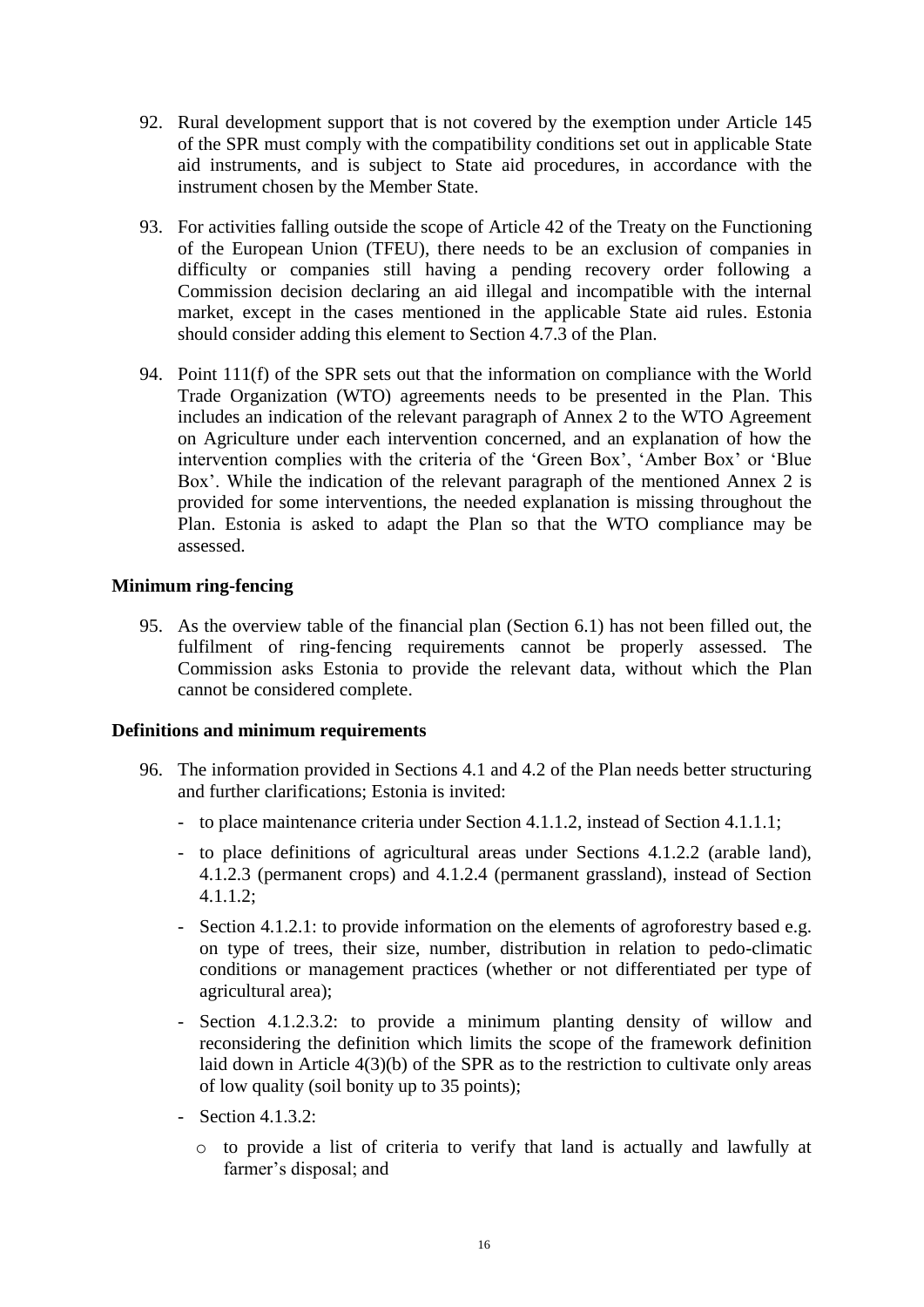92. Rural development support that is not covered by the exemption under Article 145 of the SPR must comply with the compatibility conditions set out in applicable State aid instruments, and is subject to State aid procedures, in accordance with the instrument chosen by the Member State.

93. For activities falling outside the scope of Article 42 of the Treaty on the Functioning of the European Union (TFEU), there needs to be an exclusion of companies in difficulty or companies still having a pending recovery order following a Commission decision declaring an aid illegal and incompatible with the internal market, except in the cases mentioned in the applicable State aid rules. Estonia should consider adding this element to Section 4.7.3 of the Plan.

94. Point 111(f) of the SPR sets out that the information on compliance with the World Trade Organization (WTO) agreements needs to be presented in the Plan. This includes an indication of the relevant paragraph of Annex 2 to the WTO Agreement on Agriculture under each intervention concerned, and an explanation of how the intervention complies with the criteria of the 'Green Box', 'Amber Box' or 'Blue Box'. While the indication of the relevant paragraph of the mentioned Annex 2 is provided for some interventions, the needed explanation is missing throughout the Plan. Estonia is asked to adapt the Plan so that the WTO compliance may be assessed.

**Minimum ring-fencing**

95. As the overview table of the financial plan (Section 6.1) has not been filled out, the fulfilment of ring-fencing requirements cannot be properly assessed. The Commission asks Estonia to provide the relevant data, without which the Plan cannot be considered complete.

**Definitions and minimum requirements**

96. The information provided in Sections 4.1 and 4.2 of the Plan needs better structuring and further clarifications; Estonia is invited:
   - to place maintenance criteria under Section 4.1.1.2, instead of Section 4.1.1.1;
   - to place definitions of agricultural areas under Sections 4.1.2.2 (arable land), 4.1.2.3 (permanent crops) and 4.1.2.4 (permanent grassland), instead of Section 4.1.1.2;
   - Section 4.1.2.1: to provide information on the elements of agroforestry based e.g. on type of trees, their size, number, distribution in relation to pedo-climatic conditions or management practices (whether or not differentiated per type of agricultural area);
   - Section 4.1.2.3.2: to provide a minimum planting density of willow and reconsidering the definition which limits the scope of the framework definition laid down in Article 4(3)(b) of the SPR as to the restriction to cultivate only areas of low quality (soil bonity up to 35 points);
   - Section 4.1.3.2:
     - to provide a list of criteria to verify that land is actually and lawfully at farmer's disposal; and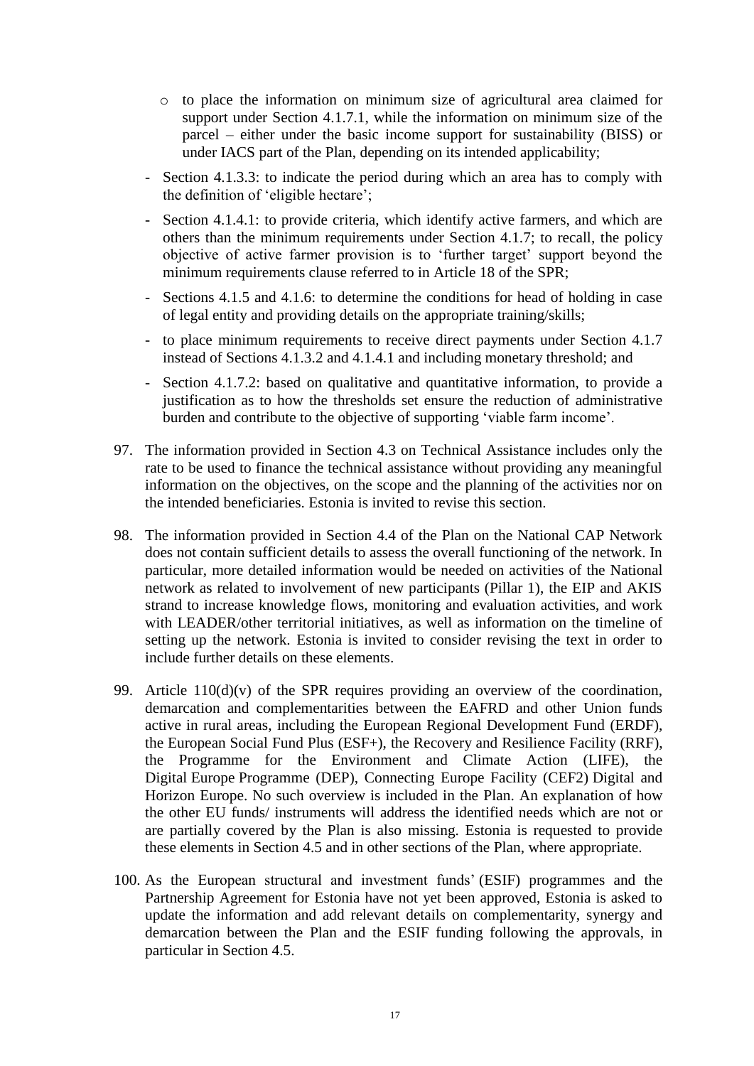- to place the information on minimum size of agricultural area claimed for support under Section 4.1.7.1, while the information on minimum size of the parcel – either under the basic income support for sustainability (BISS) or under IACS part of the Plan, depending on its intended applicability;
- Section 4.1.3.3: to indicate the period during which an area has to comply with the definition of 'eligible hectare';
- Section 4.1.4.1: to provide criteria, which identify active farmers, and which are others than the minimum requirements under Section 4.1.7; to recall, the policy objective of active farmer provision is to 'further target' support beyond the minimum requirements clause referred to in Article 18 of the SPR;
- Sections 4.1.5 and 4.1.6: to determine the conditions for head of holding in case of legal entity and providing details on the appropriate training/skills;
- to place minimum requirements to receive direct payments under Section 4.1.7 instead of Sections 4.1.3.2 and 4.1.4.1 and including monetary threshold; and
- Section 4.1.7.2: based on qualitative and quantitative information, to provide a justification as to how the thresholds set ensure the reduction of administrative burden and contribute to the objective of supporting 'viable farm income'.

97. The information provided in Section 4.3 on Technical Assistance includes only the rate to be used to finance the technical assistance without providing any meaningful information on the objectives, on the scope and the planning of the activities nor on the intended beneficiaries. Estonia is invited to revise this section.

98. The information provided in Section 4.4 of the Plan on the National CAP Network does not contain sufficient details to assess the overall functioning of the network. In particular, more detailed information would be needed on activities of the National network as related to involvement of new participants (Pillar 1), the EIP and AKIS strand to increase knowledge flows, monitoring and evaluation activities, and work with LEADER/other territorial initiatives, as well as information on the timeline of setting up the network. Estonia is invited to consider revising the text in order to include further details on these elements.

99. Article 110(d)(v) of the SPR requires providing an overview of the coordination, demarcation and complementarities between the EAFRD and other Union funds active in rural areas, including the European Regional Development Fund (ERDF), the European Social Fund Plus (ESF+), the Recovery and Resilience Facility (RRF), the Programme for the Environment and Climate Action (LIFE), the Digital Europe Programme (DEP), Connecting Europe Facility (CEF2) Digital and Horizon Europe. No such overview is included in the Plan. An explanation of how the other EU funds/ instruments will address the identified needs which are not or are partially covered by the Plan is also missing. Estonia is requested to provide these elements in Section 4.5 and in other sections of the Plan, where appropriate.

100. As the European structural and investment funds' (ESIF) programmes and the Partnership Agreement for Estonia have not yet been approved, Estonia is asked to update the information and add relevant details on complementarity, synergy and demarcation between the Plan and the ESIF funding following the approvals, in particular in Section 4.5.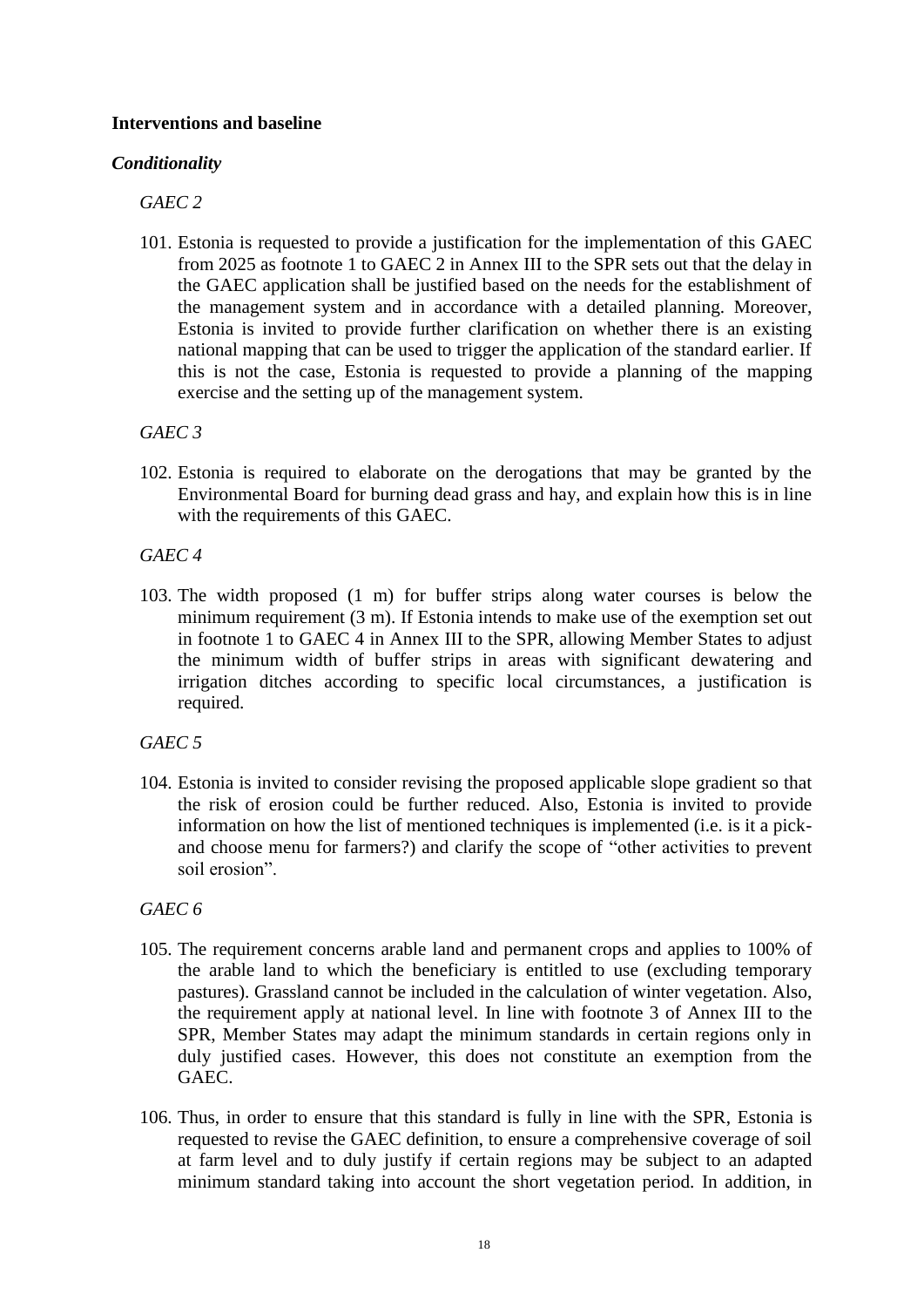**Interventions and baseline**

***Conditionality***

*GAEC 2*

101. Estonia is requested to provide a justification for the implementation of this GAEC from 2025 as footnote 1 to GAEC 2 in Annex III to the SPR sets out that the delay in the GAEC application shall be justified based on the needs for the establishment of the management system and in accordance with a detailed planning. Moreover, Estonia is invited to provide further clarification on whether there is an existing national mapping that can be used to trigger the application of the standard earlier. If this is not the case, Estonia is requested to provide a planning of the mapping exercise and the setting up of the management system.

*GAEC 3*

102. Estonia is required to elaborate on the derogations that may be granted by the Environmental Board for burning dead grass and hay, and explain how this is in line with the requirements of this GAEC.

*GAEC 4*

103. The width proposed (1 m) for buffer strips along water courses is below the minimum requirement (3 m). If Estonia intends to make use of the exemption set out in footnote 1 to GAEC 4 in Annex III to the SPR, allowing Member States to adjust the minimum width of buffer strips in areas with significant dewatering and irrigation ditches according to specific local circumstances, a justification is required.

*GAEC 5*

104. Estonia is invited to consider revising the proposed applicable slope gradient so that the risk of erosion could be further reduced. Also, Estonia is invited to provide information on how the list of mentioned techniques is implemented (i.e. is it a pick-and choose menu for farmers?) and clarify the scope of "other activities to prevent soil erosion".

*GAEC 6*

105. The requirement concerns arable land and permanent crops and applies to 100% of the arable land to which the beneficiary is entitled to use (excluding temporary pastures). Grassland cannot be included in the calculation of winter vegetation. Also, the requirement apply at national level. In line with footnote 3 of Annex III to the SPR, Member States may adapt the minimum standards in certain regions only in duly justified cases. However, this does not constitute an exemption from the GAEC.

106. Thus, in order to ensure that this standard is fully in line with the SPR, Estonia is requested to revise the GAEC definition, to ensure a comprehensive coverage of soil at farm level and to duly justify if certain regions may be subject to an adapted minimum standard taking into account the short vegetation period. In addition, in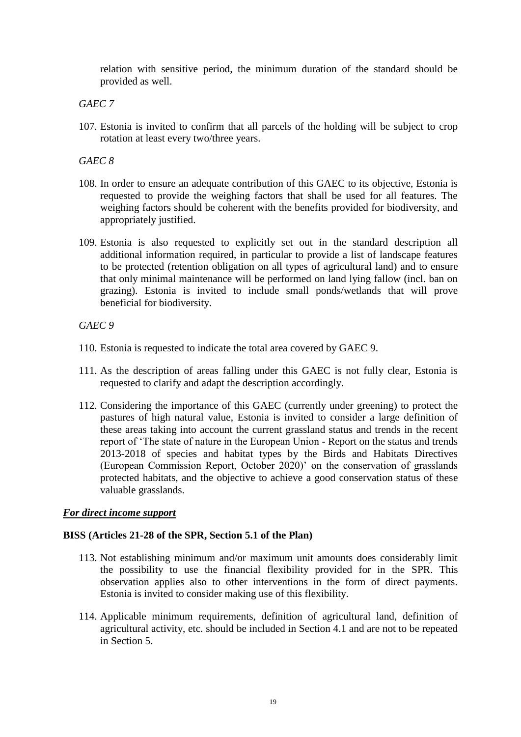relation with sensitive period, the minimum duration of the standard should be provided as well.

*GAEC 7*

107. Estonia is invited to confirm that all parcels of the holding will be subject to crop rotation at least every two/three years.

*GAEC 8*

108. In order to ensure an adequate contribution of this GAEC to its objective, Estonia is requested to provide the weighing factors that shall be used for all features. The weighing factors should be coherent with the benefits provided for biodiversity, and appropriately justified.

109. Estonia is also requested to explicitly set out in the standard description all additional information required, in particular to provide a list of landscape features to be protected (retention obligation on all types of agricultural land) and to ensure that only minimal maintenance will be performed on land lying fallow (incl. ban on grazing). Estonia is invited to include small ponds/wetlands that will prove beneficial for biodiversity.

*GAEC 9*

110. Estonia is requested to indicate the total area covered by GAEC 9.

111. As the description of areas falling under this GAEC is not fully clear, Estonia is requested to clarify and adapt the description accordingly.

112. Considering the importance of this GAEC (currently under greening) to protect the pastures of high natural value, Estonia is invited to consider a large definition of these areas taking into account the current grassland status and trends in the recent report of 'The state of nature in the European Union - Report on the status and trends 2013-2018 of species and habitat types by the Birds and Habitats Directives (European Commission Report, October 2020)' on the conservation of grasslands protected habitats, and the objective to achieve a good conservation status of these valuable grasslands.

***For direct income support***

**BISS (Articles 21-28 of the SPR, Section 5.1 of the Plan)**

113. Not establishing minimum and/or maximum unit amounts does considerably limit the possibility to use the financial flexibility provided for in the SPR. This observation applies also to other interventions in the form of direct payments. Estonia is invited to consider making use of this flexibility.

114. Applicable minimum requirements, definition of agricultural land, definition of agricultural activity, etc. should be included in Section 4.1 and are not to be repeated in Section 5.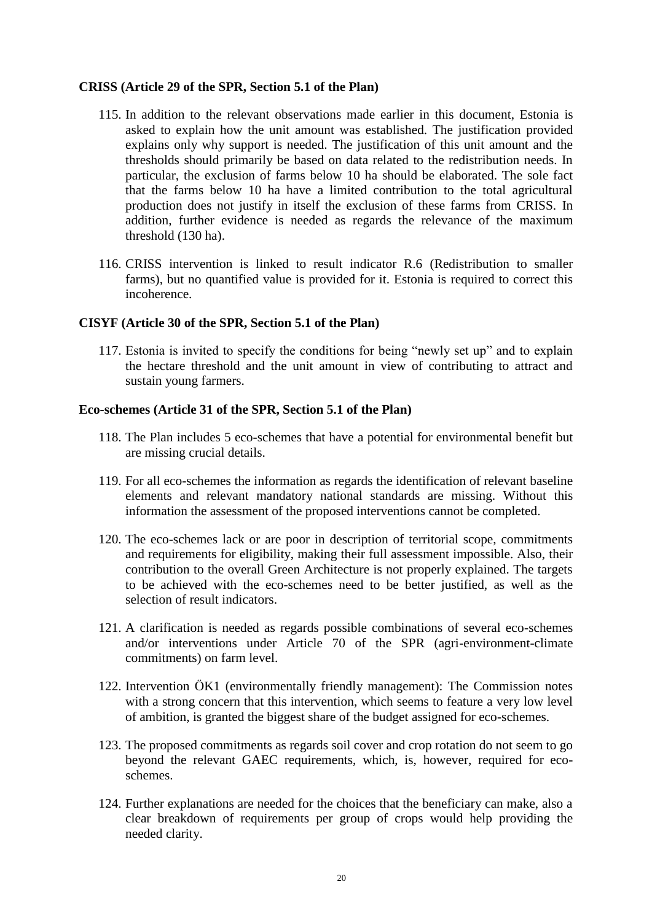**CRISS (Article 29 of the SPR, Section 5.1 of the Plan)**

115. In addition to the relevant observations made earlier in this document, Estonia is asked to explain how the unit amount was established. The justification provided explains only why support is needed. The justification of this unit amount and the thresholds should primarily be based on data related to the redistribution needs. In particular, the exclusion of farms below 10 ha should be elaborated. The sole fact that the farms below 10 ha have a limited contribution to the total agricultural production does not justify in itself the exclusion of these farms from CRISS. In addition, further evidence is needed as regards the relevance of the maximum threshold (130 ha).

116. CRISS intervention is linked to result indicator R.6 (Redistribution to smaller farms), but no quantified value is provided for it. Estonia is required to correct this incoherence.

**CISYF (Article 30 of the SPR, Section 5.1 of the Plan)**

117. Estonia is invited to specify the conditions for being "newly set up" and to explain the hectare threshold and the unit amount in view of contributing to attract and sustain young farmers.

**Eco-schemes (Article 31 of the SPR, Section 5.1 of the Plan)**

118. The Plan includes 5 eco-schemes that have a potential for environmental benefit but are missing crucial details.

119. For all eco-schemes the information as regards the identification of relevant baseline elements and relevant mandatory national standards are missing. Without this information the assessment of the proposed interventions cannot be completed.

120. The eco-schemes lack or are poor in description of territorial scope, commitments and requirements for eligibility, making their full assessment impossible. Also, their contribution to the overall Green Architecture is not properly explained. The targets to be achieved with the eco-schemes need to be better justified, as well as the selection of result indicators.

121. A clarification is needed as regards possible combinations of several eco-schemes and/or interventions under Article 70 of the SPR (agri-environment-climate commitments) on farm level.

122. Intervention ÖK1 (environmentally friendly management): The Commission notes with a strong concern that this intervention, which seems to feature a very low level of ambition, is granted the biggest share of the budget assigned for eco-schemes.

123. The proposed commitments as regards soil cover and crop rotation do not seem to go beyond the relevant GAEC requirements, which, is, however, required for eco-schemes.

124. Further explanations are needed for the choices that the beneficiary can make, also a clear breakdown of requirements per group of crops would help providing the needed clarity.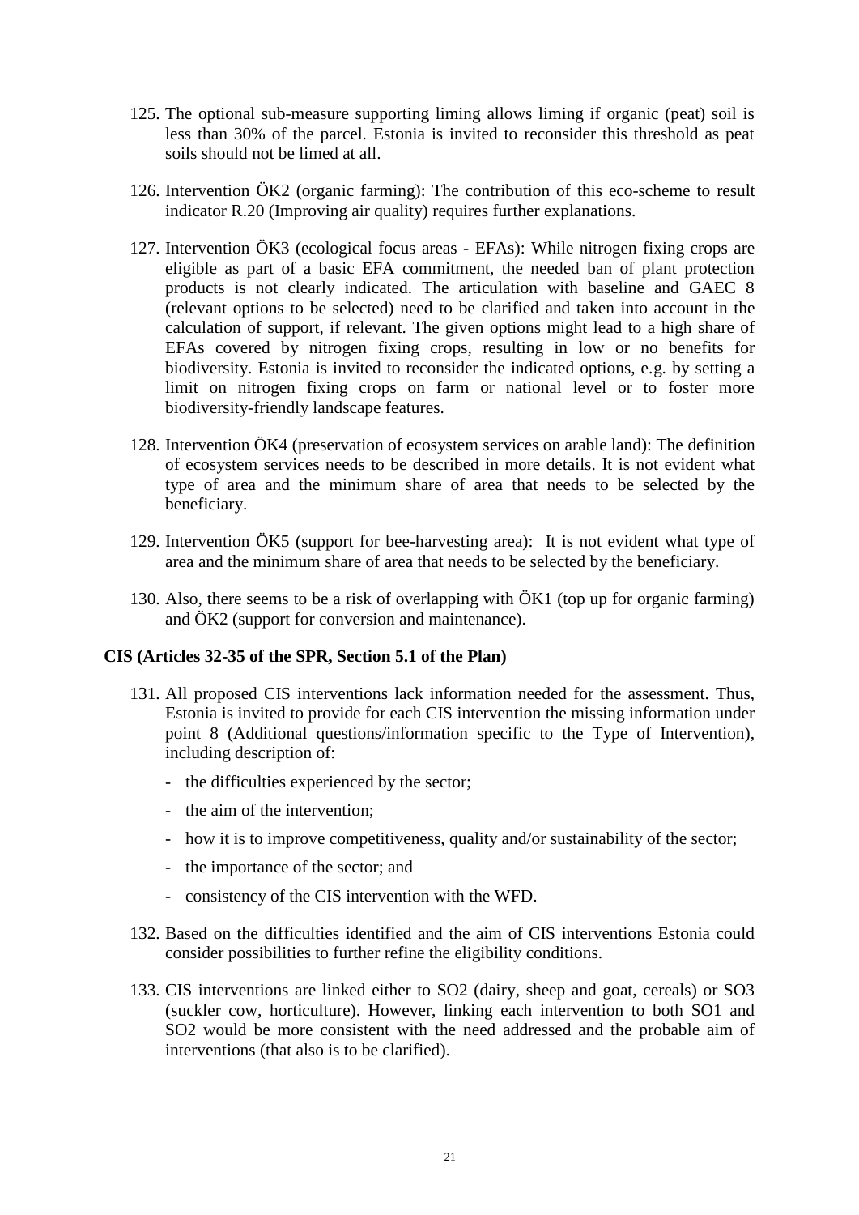125. The optional sub-measure supporting liming allows liming if organic (peat) soil is less than 30% of the parcel. Estonia is invited to reconsider this threshold as peat soils should not be limed at all.

126. Intervention ÖK2 (organic farming): The contribution of this eco-scheme to result indicator R.20 (Improving air quality) requires further explanations.

127. Intervention ÖK3 (ecological focus areas - EFAs): While nitrogen fixing crops are eligible as part of a basic EFA commitment, the needed ban of plant protection products is not clearly indicated. The articulation with baseline and GAEC 8 (relevant options to be selected) need to be clarified and taken into account in the calculation of support, if relevant. The given options might lead to a high share of EFAs covered by nitrogen fixing crops, resulting in low or no benefits for biodiversity. Estonia is invited to reconsider the indicated options, e.g. by setting a limit on nitrogen fixing crops on farm or national level or to foster more biodiversity-friendly landscape features.

128. Intervention ÖK4 (preservation of ecosystem services on arable land): The definition of ecosystem services needs to be described in more details. It is not evident what type of area and the minimum share of area that needs to be selected by the beneficiary.

129. Intervention ÖK5 (support for bee-harvesting area): It is not evident what type of area and the minimum share of area that needs to be selected by the beneficiary.

130. Also, there seems to be a risk of overlapping with ÖK1 (top up for organic farming) and ÖK2 (support for conversion and maintenance).

**CIS (Articles 32-35 of the SPR, Section 5.1 of the Plan)**

131. All proposed CIS interventions lack information needed for the assessment. Thus, Estonia is invited to provide for each CIS intervention the missing information under point 8 (Additional questions/information specific to the Type of Intervention), including description of:
    - the difficulties experienced by the sector;
    - the aim of the intervention;
    - how it is to improve competitiveness, quality and/or sustainability of the sector;
    - the importance of the sector; and
    - consistency of the CIS intervention with the WFD.

132. Based on the difficulties identified and the aim of CIS interventions Estonia could consider possibilities to further refine the eligibility conditions.

133. CIS interventions are linked either to SO2 (dairy, sheep and goat, cereals) or SO3 (suckler cow, horticulture). However, linking each intervention to both SO1 and SO2 would be more consistent with the need addressed and the probable aim of interventions (that also is to be clarified).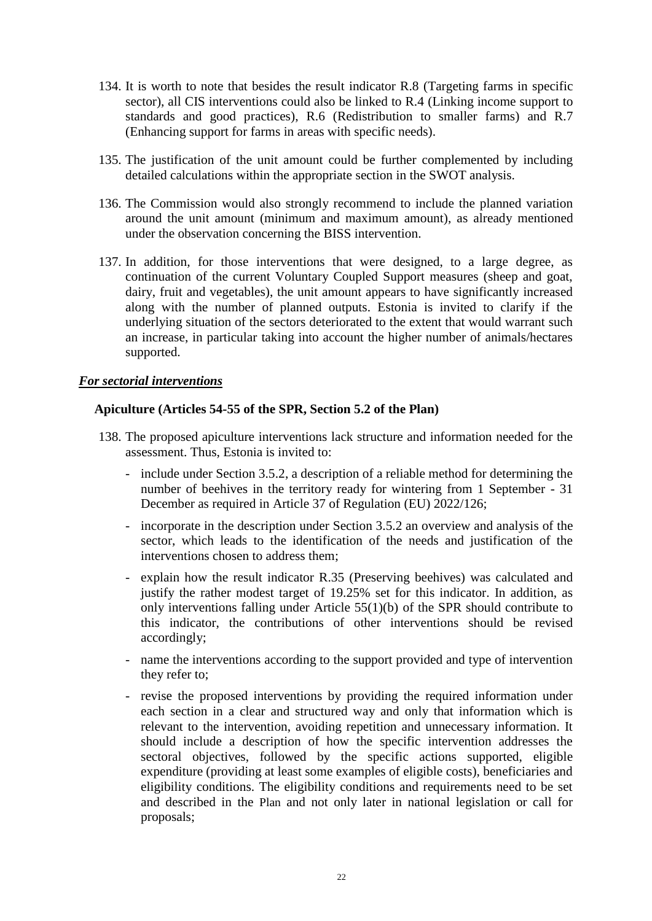134. It is worth to note that besides the result indicator R.8 (Targeting farms in specific sector), all CIS interventions could also be linked to R.4 (Linking income support to standards and good practices), R.6 (Redistribution to smaller farms) and R.7 (Enhancing support for farms in areas with specific needs).

135. The justification of the unit amount could be further complemented by including detailed calculations within the appropriate section in the SWOT analysis.

136. The Commission would also strongly recommend to include the planned variation around the unit amount (minimum and maximum amount), as already mentioned under the observation concerning the BISS intervention.

137. In addition, for those interventions that were designed, to a large degree, as continuation of the current Voluntary Coupled Support measures (sheep and goat, dairy, fruit and vegetables), the unit amount appears to have significantly increased along with the number of planned outputs. Estonia is invited to clarify if the underlying situation of the sectors deteriorated to the extent that would warrant such an increase, in particular taking into account the higher number of animals/hectares supported.

***For sectorial interventions***

**Apiculture (Articles 54-55 of the SPR, Section 5.2 of the Plan)**

138. The proposed apiculture interventions lack structure and information needed for the assessment. Thus, Estonia is invited to:

- include under Section 3.5.2, a description of a reliable method for determining the number of beehives in the territory ready for wintering from 1 September - 31 December as required in Article 37 of Regulation (EU) 2022/126;
- incorporate in the description under Section 3.5.2 an overview and analysis of the sector, which leads to the identification of the needs and justification of the interventions chosen to address them;
- explain how the result indicator R.35 (Preserving beehives) was calculated and justify the rather modest target of 19.25% set for this indicator. In addition, as only interventions falling under Article 55(1)(b) of the SPR should contribute to this indicator, the contributions of other interventions should be revised accordingly;
- name the interventions according to the support provided and type of intervention they refer to;
- revise the proposed interventions by providing the required information under each section in a clear and structured way and only that information which is relevant to the intervention, avoiding repetition and unnecessary information. It should include a description of how the specific intervention addresses the sectoral objectives, followed by the specific actions supported, eligible expenditure (providing at least some examples of eligible costs), beneficiaries and eligibility conditions. The eligibility conditions and requirements need to be set and described in the Plan and not only later in national legislation or call for proposals;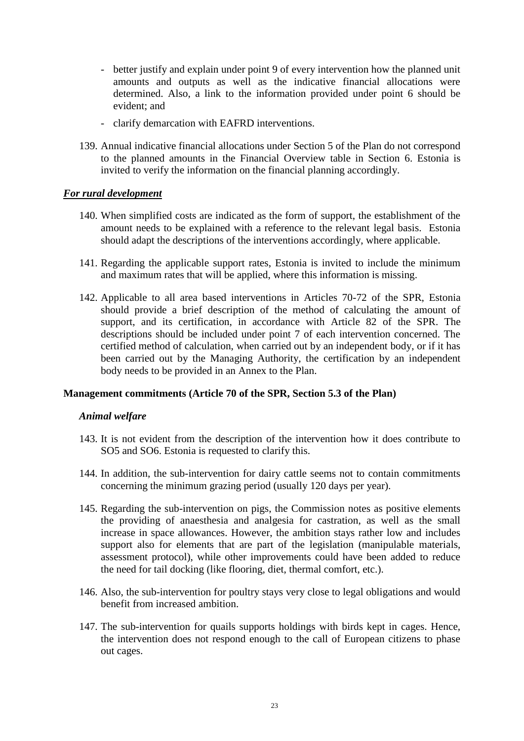- better justify and explain under point 9 of every intervention how the planned unit amounts and outputs as well as the indicative financial allocations were determined. Also, a link to the information provided under point 6 should be evident; and
- clarify demarcation with EAFRD interventions.

139. Annual indicative financial allocations under Section 5 of the Plan do not correspond to the planned amounts in the Financial Overview table in Section 6. Estonia is invited to verify the information on the financial planning accordingly.

***For rural development***

140. When simplified costs are indicated as the form of support, the establishment of the amount needs to be explained with a reference to the relevant legal basis. Estonia should adapt the descriptions of the interventions accordingly, where applicable.

141. Regarding the applicable support rates, Estonia is invited to include the minimum and maximum rates that will be applied, where this information is missing.

142. Applicable to all area based interventions in Articles 70-72 of the SPR, Estonia should provide a brief description of the method of calculating the amount of support, and its certification, in accordance with Article 82 of the SPR. The descriptions should be included under point 7 of each intervention concerned. The certified method of calculation, when carried out by an independent body, or if it has been carried out by the Managing Authority, the certification by an independent body needs to be provided in an Annex to the Plan.

**Management commitments (Article 70 of the SPR, Section 5.3 of the Plan)**

***Animal welfare***

143. It is not evident from the description of the intervention how it does contribute to SO5 and SO6. Estonia is requested to clarify this.

144. In addition, the sub-intervention for dairy cattle seems not to contain commitments concerning the minimum grazing period (usually 120 days per year).

145. Regarding the sub-intervention on pigs, the Commission notes as positive elements the providing of anaesthesia and analgesia for castration, as well as the small increase in space allowances. However, the ambition stays rather low and includes support also for elements that are part of the legislation (manipulable materials, assessment protocol), while other improvements could have been added to reduce the need for tail docking (like flooring, diet, thermal comfort, etc.).

146. Also, the sub-intervention for poultry stays very close to legal obligations and would benefit from increased ambition.

147. The sub-intervention for quails supports holdings with birds kept in cages. Hence, the intervention does not respond enough to the call of European citizens to phase out cages.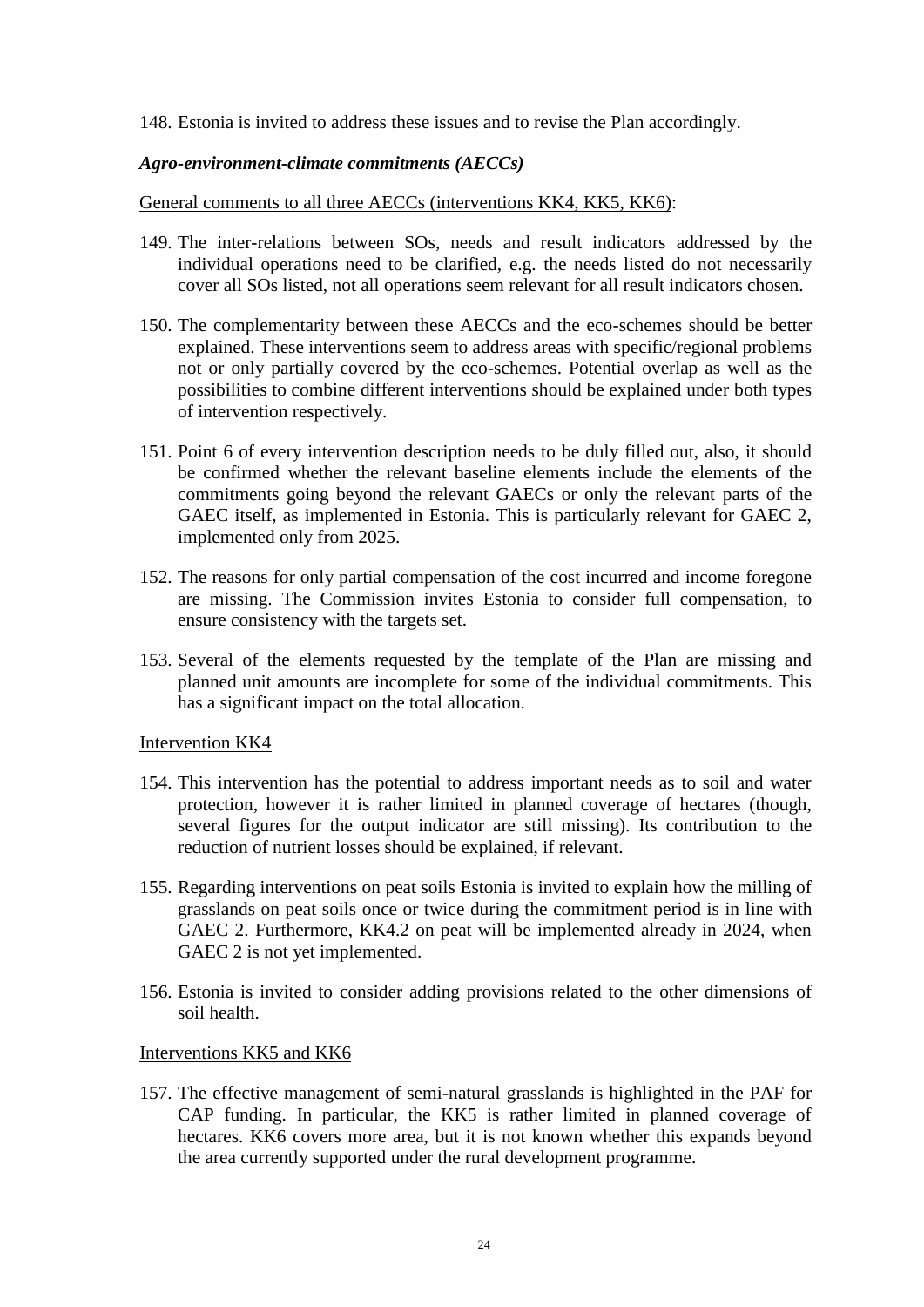148. Estonia is invited to address these issues and to revise the Plan accordingly.

***Agro-environment-climate commitments (AECCs)***

<u>General comments to all three AECCs (interventions KK4, KK5, KK6)</u>:

149. The inter-relations between SOs, needs and result indicators addressed by the individual operations need to be clarified, e.g. the needs listed do not necessarily cover all SOs listed, not all operations seem relevant for all result indicators chosen.

150. The complementarity between these AECCs and the eco-schemes should be better explained. These interventions seem to address areas with specific/regional problems not or only partially covered by the eco-schemes. Potential overlap as well as the possibilities to combine different interventions should be explained under both types of intervention respectively.

151. Point 6 of every intervention description needs to be duly filled out, also, it should be confirmed whether the relevant baseline elements include the elements of the commitments going beyond the relevant GAECs or only the relevant parts of the GAEC itself, as implemented in Estonia. This is particularly relevant for GAEC 2, implemented only from 2025.

152. The reasons for only partial compensation of the cost incurred and income foregone are missing. The Commission invites Estonia to consider full compensation, to ensure consistency with the targets set.

153. Several of the elements requested by the template of the Plan are missing and planned unit amounts are incomplete for some of the individual commitments. This has a significant impact on the total allocation.

<u>Intervention KK4</u>

154. This intervention has the potential to address important needs as to soil and water protection, however it is rather limited in planned coverage of hectares (though, several figures for the output indicator are still missing). Its contribution to the reduction of nutrient losses should be explained, if relevant.

155. Regarding interventions on peat soils Estonia is invited to explain how the milling of grasslands on peat soils once or twice during the commitment period is in line with GAEC 2. Furthermore, KK4.2 on peat will be implemented already in 2024, when GAEC 2 is not yet implemented.

156. Estonia is invited to consider adding provisions related to the other dimensions of soil health.

<u>Interventions KK5 and KK6</u>

157. The effective management of semi-natural grasslands is highlighted in the PAF for CAP funding. In particular, the KK5 is rather limited in planned coverage of hectares. KK6 covers more area, but it is not known whether this expands beyond the area currently supported under the rural development programme.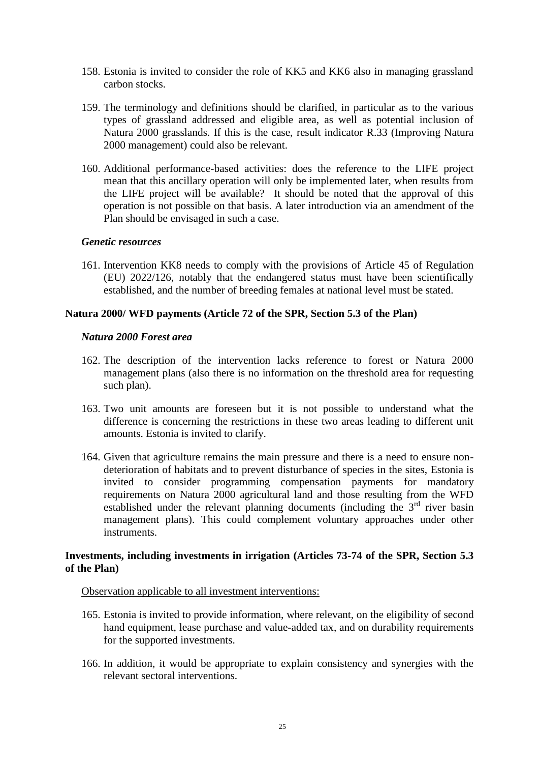158. Estonia is invited to consider the role of KK5 and KK6 also in managing grassland carbon stocks.

159. The terminology and definitions should be clarified, in particular as to the various types of grassland addressed and eligible area, as well as potential inclusion of Natura 2000 grasslands. If this is the case, result indicator R.33 (Improving Natura 2000 management) could also be relevant.

160. Additional performance-based activities: does the reference to the LIFE project mean that this ancillary operation will only be implemented later, when results from the LIFE project will be available? It should be noted that the approval of this operation is not possible on that basis. A later introduction via an amendment of the Plan should be envisaged in such a case.

***Genetic resources***

161. Intervention KK8 needs to comply with the provisions of Article 45 of Regulation (EU) 2022/126, notably that the endangered status must have been scientifically established, and the number of breeding females at national level must be stated.

**Natura 2000/ WFD payments (Article 72 of the SPR, Section 5.3 of the Plan)**

***Natura 2000 Forest area***

162. The description of the intervention lacks reference to forest or Natura 2000 management plans (also there is no information on the threshold area for requesting such plan).

163. Two unit amounts are foreseen but it is not possible to understand what the difference is concerning the restrictions in these two areas leading to different unit amounts. Estonia is invited to clarify.

164. Given that agriculture remains the main pressure and there is a need to ensure non-deterioration of habitats and to prevent disturbance of species in the sites, Estonia is invited to consider programming compensation payments for mandatory requirements on Natura 2000 agricultural land and those resulting from the WFD established under the relevant planning documents (including the 3rd river basin management plans). This could complement voluntary approaches under other instruments.

**Investments, including investments in irrigation (Articles 73-74 of the SPR, Section 5.3 of the Plan)**

<u>Observation applicable to all investment interventions:</u>

165. Estonia is invited to provide information, where relevant, on the eligibility of second hand equipment, lease purchase and value-added tax, and on durability requirements for the supported investments.

166. In addition, it would be appropriate to explain consistency and synergies with the relevant sectoral interventions.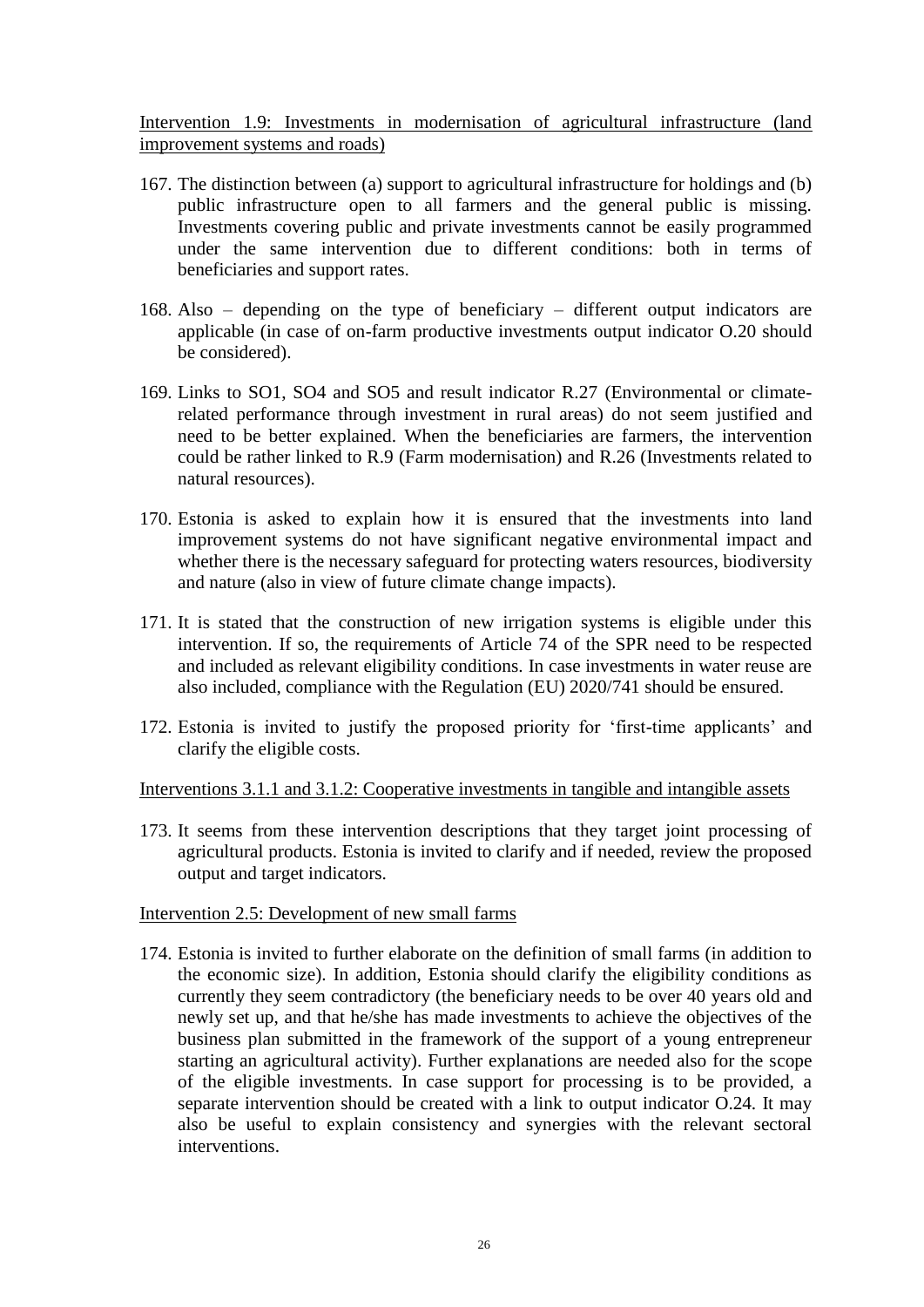Intervention 1.9: Investments in modernisation of agricultural infrastructure (land improvement systems and roads)

167. The distinction between (a) support to agricultural infrastructure for holdings and (b) public infrastructure open to all farmers and the general public is missing. Investments covering public and private investments cannot be easily programmed under the same intervention due to different conditions: both in terms of beneficiaries and support rates.

168. Also – depending on the type of beneficiary – different output indicators are applicable (in case of on-farm productive investments output indicator O.20 should be considered).

169. Links to SO1, SO4 and SO5 and result indicator R.27 (Environmental or climate-related performance through investment in rural areas) do not seem justified and need to be better explained. When the beneficiaries are farmers, the intervention could be rather linked to R.9 (Farm modernisation) and R.26 (Investments related to natural resources).

170. Estonia is asked to explain how it is ensured that the investments into land improvement systems do not have significant negative environmental impact and whether there is the necessary safeguard for protecting waters resources, biodiversity and nature (also in view of future climate change impacts).

171. It is stated that the construction of new irrigation systems is eligible under this intervention. If so, the requirements of Article 74 of the SPR need to be respected and included as relevant eligibility conditions. In case investments in water reuse are also included, compliance with the Regulation (EU) 2020/741 should be ensured.

172. Estonia is invited to justify the proposed priority for 'first-time applicants' and clarify the eligible costs.

Interventions 3.1.1 and 3.1.2: Cooperative investments in tangible and intangible assets

173. It seems from these intervention descriptions that they target joint processing of agricultural products. Estonia is invited to clarify and if needed, review the proposed output and target indicators.

Intervention 2.5: Development of new small farms

174. Estonia is invited to further elaborate on the definition of small farms (in addition to the economic size). In addition, Estonia should clarify the eligibility conditions as currently they seem contradictory (the beneficiary needs to be over 40 years old and newly set up, and that he/she has made investments to achieve the objectives of the business plan submitted in the framework of the support of a young entrepreneur starting an agricultural activity). Further explanations are needed also for the scope of the eligible investments. In case support for processing is to be provided, a separate intervention should be created with a link to output indicator O.24. It may also be useful to explain consistency and synergies with the relevant sectoral interventions.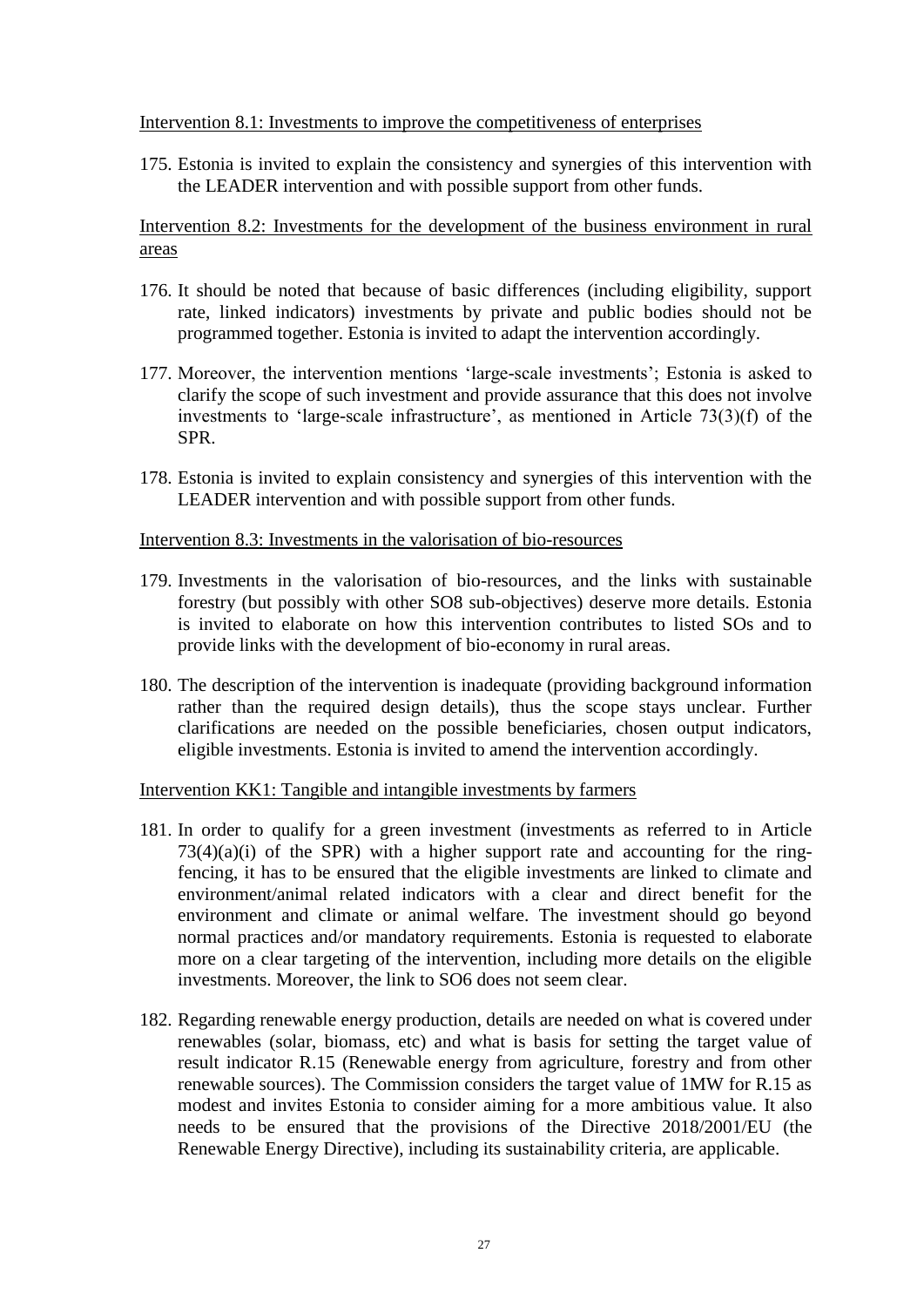Intervention 8.1: Investments to improve the competitiveness of enterprises

175. Estonia is invited to explain the consistency and synergies of this intervention with the LEADER intervention and with possible support from other funds.

Intervention 8.2: Investments for the development of the business environment in rural areas

176. It should be noted that because of basic differences (including eligibility, support rate, linked indicators) investments by private and public bodies should not be programmed together. Estonia is invited to adapt the intervention accordingly.

177. Moreover, the intervention mentions 'large-scale investments'; Estonia is asked to clarify the scope of such investment and provide assurance that this does not involve investments to 'large-scale infrastructure', as mentioned in Article 73(3)(f) of the SPR.

178. Estonia is invited to explain consistency and synergies of this intervention with the LEADER intervention and with possible support from other funds.

Intervention 8.3: Investments in the valorisation of bio-resources

179. Investments in the valorisation of bio-resources, and the links with sustainable forestry (but possibly with other SO8 sub-objectives) deserve more details. Estonia is invited to elaborate on how this intervention contributes to listed SOs and to provide links with the development of bio-economy in rural areas.

180. The description of the intervention is inadequate (providing background information rather than the required design details), thus the scope stays unclear. Further clarifications are needed on the possible beneficiaries, chosen output indicators, eligible investments. Estonia is invited to amend the intervention accordingly.

Intervention KK1: Tangible and intangible investments by farmers

181. In order to qualify for a green investment (investments as referred to in Article 73(4)(a)(i) of the SPR) with a higher support rate and accounting for the ring-fencing, it has to be ensured that the eligible investments are linked to climate and environment/animal related indicators with a clear and direct benefit for the environment and climate or animal welfare. The investment should go beyond normal practices and/or mandatory requirements. Estonia is requested to elaborate more on a clear targeting of the intervention, including more details on the eligible investments. Moreover, the link to SO6 does not seem clear.

182. Regarding renewable energy production, details are needed on what is covered under renewables (solar, biomass, etc) and what is basis for setting the target value of result indicator R.15 (Renewable energy from agriculture, forestry and from other renewable sources). The Commission considers the target value of 1MW for R.15 as modest and invites Estonia to consider aiming for a more ambitious value. It also needs to be ensured that the provisions of the Directive 2018/2001/EU (the Renewable Energy Directive), including its sustainability criteria, are applicable.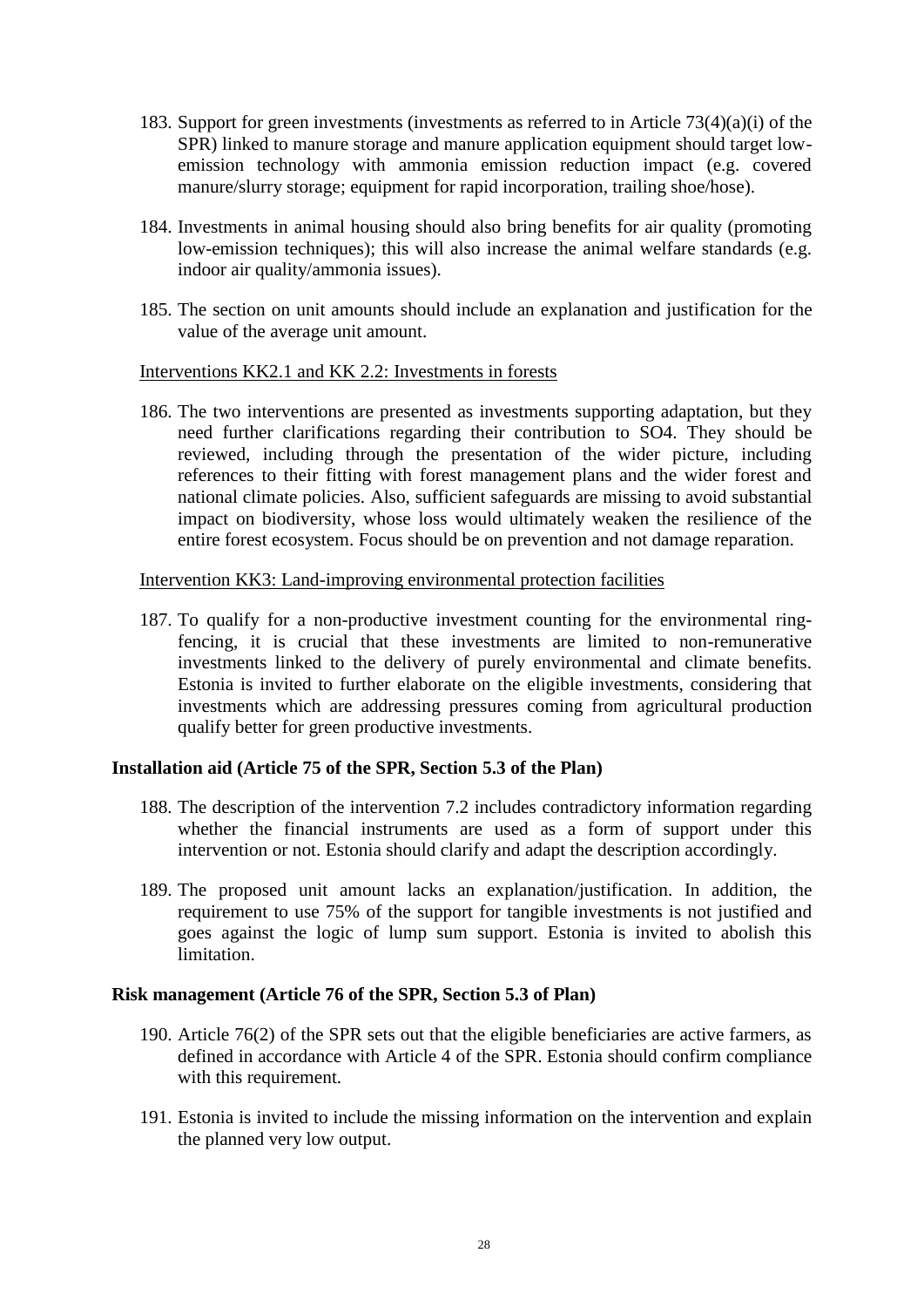183. Support for green investments (investments as referred to in Article 73(4)(a)(i) of the SPR) linked to manure storage and manure application equipment should target low-emission technology with ammonia emission reduction impact (e.g. covered manure/slurry storage; equipment for rapid incorporation, trailing shoe/hose).

184. Investments in animal housing should also bring benefits for air quality (promoting low-emission techniques); this will also increase the animal welfare standards (e.g. indoor air quality/ammonia issues).

185. The section on unit amounts should include an explanation and justification for the value of the average unit amount.

Interventions KK2.1 and KK 2.2: Investments in forests

186. The two interventions are presented as investments supporting adaptation, but they need further clarifications regarding their contribution to SO4. They should be reviewed, including through the presentation of the wider picture, including references to their fitting with forest management plans and the wider forest and national climate policies. Also, sufficient safeguards are missing to avoid substantial impact on biodiversity, whose loss would ultimately weaken the resilience of the entire forest ecosystem. Focus should be on prevention and not damage reparation.

Intervention KK3: Land-improving environmental protection facilities

187. To qualify for a non-productive investment counting for the environmental ring-fencing, it is crucial that these investments are limited to non-remunerative investments linked to the delivery of purely environmental and climate benefits. Estonia is invited to further elaborate on the eligible investments, considering that investments which are addressing pressures coming from agricultural production qualify better for green productive investments.

**Installation aid (Article 75 of the SPR, Section 5.3 of the Plan)**

188. The description of the intervention 7.2 includes contradictory information regarding whether the financial instruments are used as a form of support under this intervention or not. Estonia should clarify and adapt the description accordingly.

189. The proposed unit amount lacks an explanation/justification. In addition, the requirement to use 75% of the support for tangible investments is not justified and goes against the logic of lump sum support. Estonia is invited to abolish this limitation.

**Risk management (Article 76 of the SPR, Section 5.3 of Plan)**

190. Article 76(2) of the SPR sets out that the eligible beneficiaries are active farmers, as defined in accordance with Article 4 of the SPR. Estonia should confirm compliance with this requirement.

191. Estonia is invited to include the missing information on the intervention and explain the planned very low output.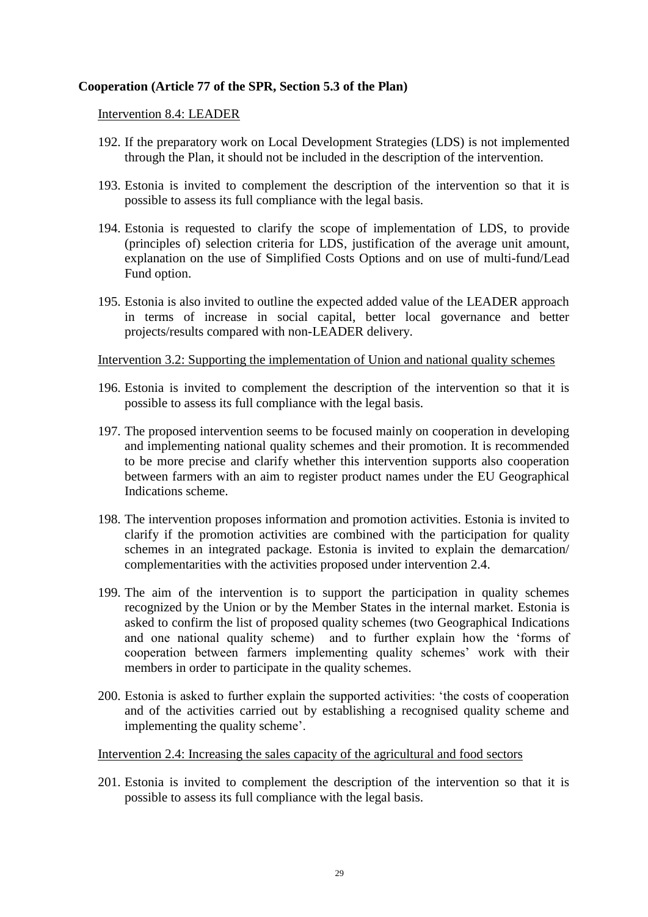**Cooperation (Article 77 of the SPR, Section 5.3 of the Plan)**

Intervention 8.4: LEADER

192. If the preparatory work on Local Development Strategies (LDS) is not implemented through the Plan, it should not be included in the description of the intervention.

193. Estonia is invited to complement the description of the intervention so that it is possible to assess its full compliance with the legal basis.

194. Estonia is requested to clarify the scope of implementation of LDS, to provide (principles of) selection criteria for LDS, justification of the average unit amount, explanation on the use of Simplified Costs Options and on use of multi-fund/Lead Fund option.

195. Estonia is also invited to outline the expected added value of the LEADER approach in terms of increase in social capital, better local governance and better projects/results compared with non-LEADER delivery.

Intervention 3.2: Supporting the implementation of Union and national quality schemes

196. Estonia is invited to complement the description of the intervention so that it is possible to assess its full compliance with the legal basis.

197. The proposed intervention seems to be focused mainly on cooperation in developing and implementing national quality schemes and their promotion. It is recommended to be more precise and clarify whether this intervention supports also cooperation between farmers with an aim to register product names under the EU Geographical Indications scheme.

198. The intervention proposes information and promotion activities. Estonia is invited to clarify if the promotion activities are combined with the participation for quality schemes in an integrated package. Estonia is invited to explain the demarcation/ complementarities with the activities proposed under intervention 2.4.

199. The aim of the intervention is to support the participation in quality schemes recognized by the Union or by the Member States in the internal market. Estonia is asked to confirm the list of proposed quality schemes (two Geographical Indications and one national quality scheme) and to further explain how the 'forms of cooperation between farmers implementing quality schemes' work with their members in order to participate in the quality schemes.

200. Estonia is asked to further explain the supported activities: 'the costs of cooperation and of the activities carried out by establishing a recognised quality scheme and implementing the quality scheme'.

Intervention 2.4: Increasing the sales capacity of the agricultural and food sectors

201. Estonia is invited to complement the description of the intervention so that it is possible to assess its full compliance with the legal basis.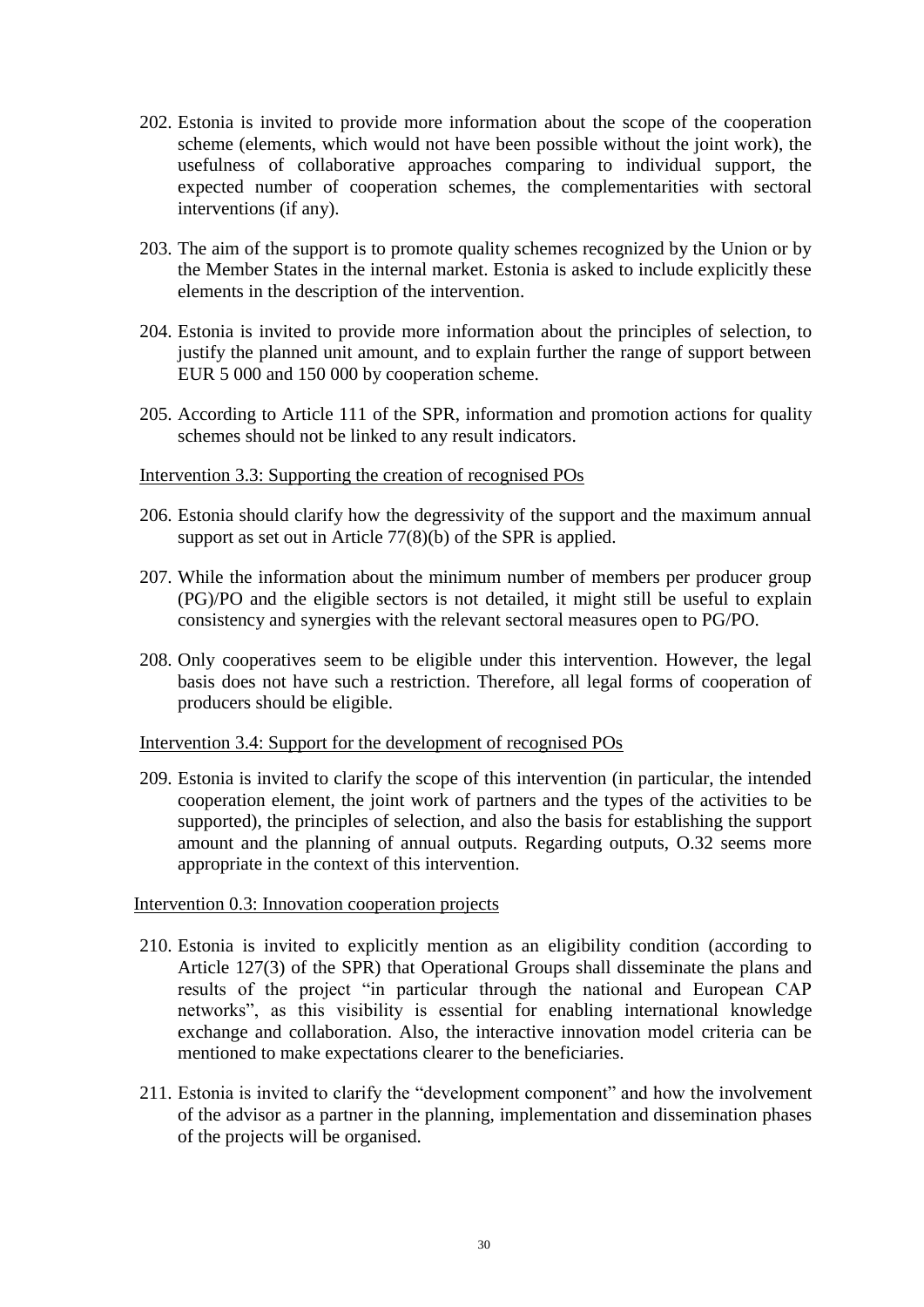202. Estonia is invited to provide more information about the scope of the cooperation scheme (elements, which would not have been possible without the joint work), the usefulness of collaborative approaches comparing to individual support, the expected number of cooperation schemes, the complementarities with sectoral interventions (if any).

203. The aim of the support is to promote quality schemes recognized by the Union or by the Member States in the internal market. Estonia is asked to include explicitly these elements in the description of the intervention.

204. Estonia is invited to provide more information about the principles of selection, to justify the planned unit amount, and to explain further the range of support between EUR 5 000 and 150 000 by cooperation scheme.

205. According to Article 111 of the SPR, information and promotion actions for quality schemes should not be linked to any result indicators.

<u>Intervention 3.3: Supporting the creation of recognised POs</u>

206. Estonia should clarify how the degressivity of the support and the maximum annual support as set out in Article 77(8)(b) of the SPR is applied.

207. While the information about the minimum number of members per producer group (PG)/PO and the eligible sectors is not detailed, it might still be useful to explain consistency and synergies with the relevant sectoral measures open to PG/PO.

208. Only cooperatives seem to be eligible under this intervention. However, the legal basis does not have such a restriction. Therefore, all legal forms of cooperation of producers should be eligible.

<u>Intervention 3.4: Support for the development of recognised POs</u>

209. Estonia is invited to clarify the scope of this intervention (in particular, the intended cooperation element, the joint work of partners and the types of the activities to be supported), the principles of selection, and also the basis for establishing the support amount and the planning of annual outputs. Regarding outputs, O.32 seems more appropriate in the context of this intervention.

<u>Intervention 0.3: Innovation cooperation projects</u>

210. Estonia is invited to explicitly mention as an eligibility condition (according to Article 127(3) of the SPR) that Operational Groups shall disseminate the plans and results of the project "in particular through the national and European CAP networks", as this visibility is essential for enabling international knowledge exchange and collaboration. Also, the interactive innovation model criteria can be mentioned to make expectations clearer to the beneficiaries.

211. Estonia is invited to clarify the "development component" and how the involvement of the advisor as a partner in the planning, implementation and dissemination phases of the projects will be organised.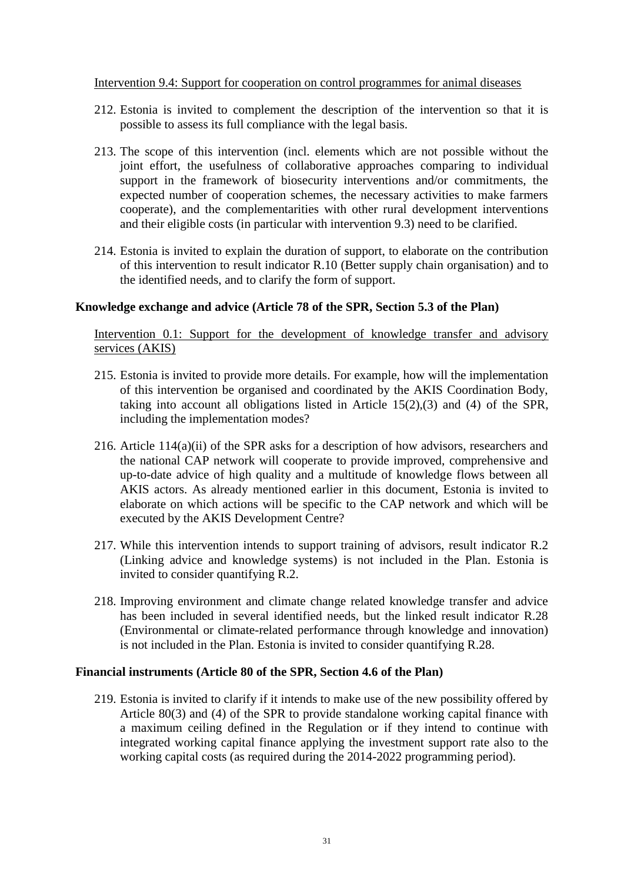Intervention 9.4: Support for cooperation on control programmes for animal diseases

212. Estonia is invited to complement the description of the intervention so that it is possible to assess its full compliance with the legal basis.

213. The scope of this intervention (incl. elements which are not possible without the joint effort, the usefulness of collaborative approaches comparing to individual support in the framework of biosecurity interventions and/or commitments, the expected number of cooperation schemes, the necessary activities to make farmers cooperate), and the complementarities with other rural development interventions and their eligible costs (in particular with intervention 9.3) need to be clarified.

214. Estonia is invited to explain the duration of support, to elaborate on the contribution of this intervention to result indicator R.10 (Better supply chain organisation) and to the identified needs, and to clarify the form of support.

**Knowledge exchange and advice (Article 78 of the SPR, Section 5.3 of the Plan)**

Intervention 0.1: Support for the development of knowledge transfer and advisory services (AKIS)

215. Estonia is invited to provide more details. For example, how will the implementation of this intervention be organised and coordinated by the AKIS Coordination Body, taking into account all obligations listed in Article 15(2),(3) and (4) of the SPR, including the implementation modes?

216. Article 114(a)(ii) of the SPR asks for a description of how advisors, researchers and the national CAP network will cooperate to provide improved, comprehensive and up-to-date advice of high quality and a multitude of knowledge flows between all AKIS actors. As already mentioned earlier in this document, Estonia is invited to elaborate on which actions will be specific to the CAP network and which will be executed by the AKIS Development Centre?

217. While this intervention intends to support training of advisors, result indicator R.2 (Linking advice and knowledge systems) is not included in the Plan. Estonia is invited to consider quantifying R.2.

218. Improving environment and climate change related knowledge transfer and advice has been included in several identified needs, but the linked result indicator R.28 (Environmental or climate-related performance through knowledge and innovation) is not included in the Plan. Estonia is invited to consider quantifying R.28.

**Financial instruments (Article 80 of the SPR, Section 4.6 of the Plan)**

219. Estonia is invited to clarify if it intends to make use of the new possibility offered by Article 80(3) and (4) of the SPR to provide standalone working capital finance with a maximum ceiling defined in the Regulation or if they intend to continue with integrated working capital finance applying the investment support rate also to the working capital costs (as required during the 2014-2022 programming period).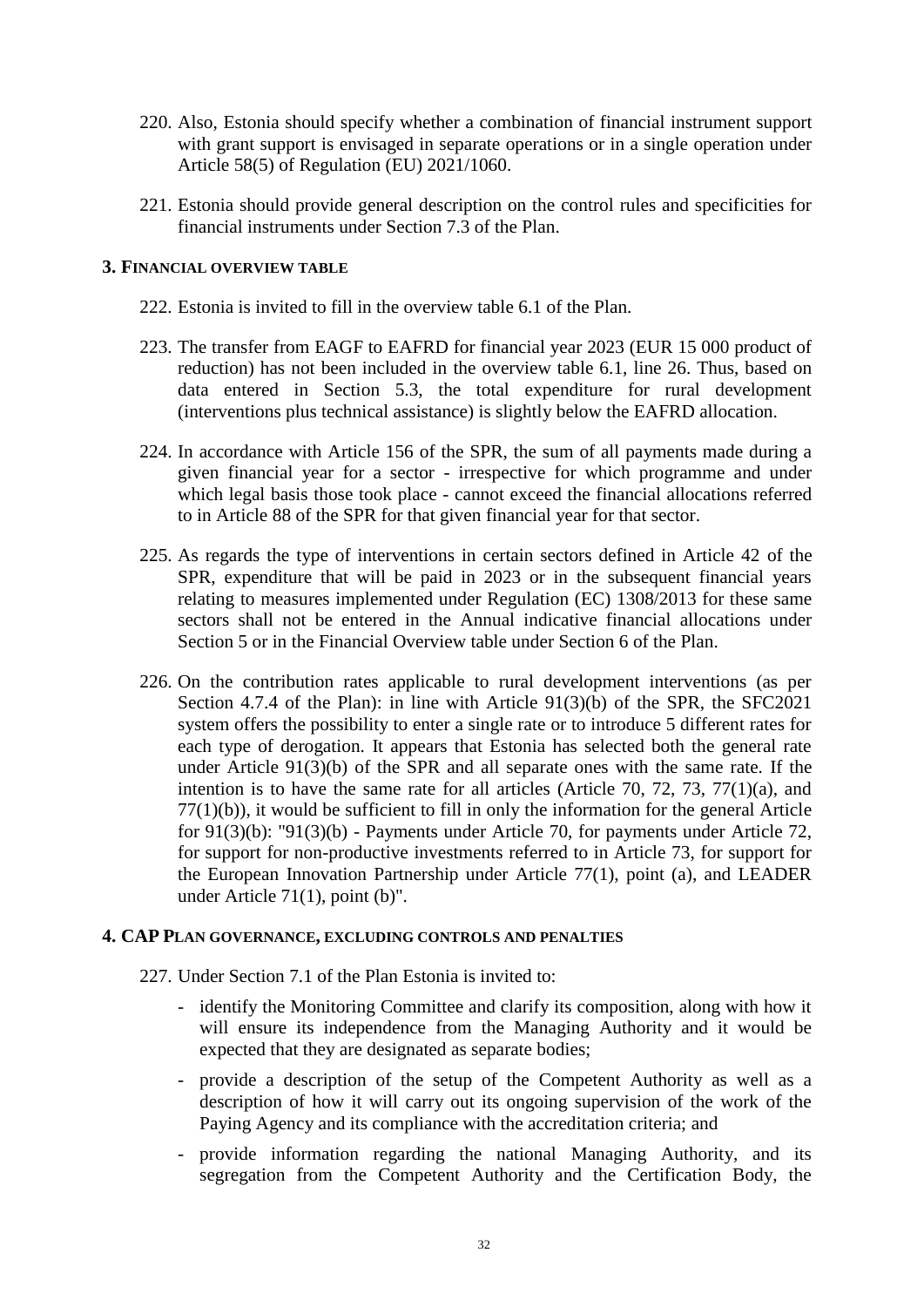220. Also, Estonia should specify whether a combination of financial instrument support with grant support is envisaged in separate operations or in a single operation under Article 58(5) of Regulation (EU) 2021/1060.

221. Estonia should provide general description on the control rules and specificities for financial instruments under Section 7.3 of the Plan.

## 3. Financial overview table

222. Estonia is invited to fill in the overview table 6.1 of the Plan.

223. The transfer from EAGF to EAFRD for financial year 2023 (EUR 15 000 product of reduction) has not been included in the overview table 6.1, line 26. Thus, based on data entered in Section 5.3, the total expenditure for rural development (interventions plus technical assistance) is slightly below the EAFRD allocation.

224. In accordance with Article 156 of the SPR, the sum of all payments made during a given financial year for a sector - irrespective for which programme and under which legal basis those took place - cannot exceed the financial allocations referred to in Article 88 of the SPR for that given financial year for that sector.

225. As regards the type of interventions in certain sectors defined in Article 42 of the SPR, expenditure that will be paid in 2023 or in the subsequent financial years relating to measures implemented under Regulation (EC) 1308/2013 for these same sectors shall not be entered in the Annual indicative financial allocations under Section 5 or in the Financial Overview table under Section 6 of the Plan.

226. On the contribution rates applicable to rural development interventions (as per Section 4.7.4 of the Plan): in line with Article 91(3)(b) of the SPR, the SFC2021 system offers the possibility to enter a single rate or to introduce 5 different rates for each type of derogation. It appears that Estonia has selected both the general rate under Article 91(3)(b) of the SPR and all separate ones with the same rate. If the intention is to have the same rate for all articles (Article 70, 72, 73, 77(1)(a), and 77(1)(b)), it would be sufficient to fill in only the information for the general Article for 91(3)(b): "91(3)(b) - Payments under Article 70, for payments under Article 72, for support for non-productive investments referred to in Article 73, for support for the European Innovation Partnership under Article 77(1), point (a), and LEADER under Article 71(1), point (b)".

## 4. CAP Plan governance, excluding controls and penalties

227. Under Section 7.1 of the Plan Estonia is invited to:

- identify the Monitoring Committee and clarify its composition, along with how it will ensure its independence from the Managing Authority and it would be expected that they are designated as separate bodies;
- provide a description of the setup of the Competent Authority as well as a description of how it will carry out its ongoing supervision of the work of the Paying Agency and its compliance with the accreditation criteria; and
- provide information regarding the national Managing Authority, and its segregation from the Competent Authority and the Certification Body, the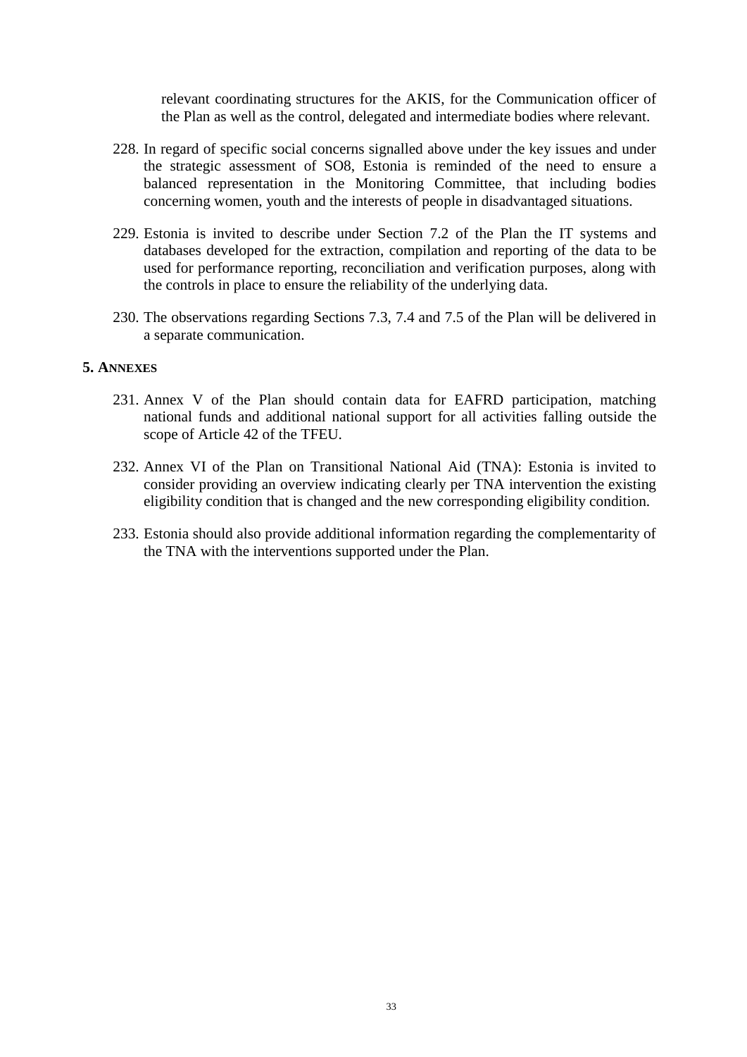relevant coordinating structures for the AKIS, for the Communication officer of the Plan as well as the control, delegated and intermediate bodies where relevant.

228. In regard of specific social concerns signalled above under the key issues and under the strategic assessment of SO8, Estonia is reminded of the need to ensure a balanced representation in the Monitoring Committee, that including bodies concerning women, youth and the interests of people in disadvantaged situations.

229. Estonia is invited to describe under Section 7.2 of the Plan the IT systems and databases developed for the extraction, compilation and reporting of the data to be used for performance reporting, reconciliation and verification purposes, along with the controls in place to ensure the reliability of the underlying data.

230. The observations regarding Sections 7.3, 7.4 and 7.5 of the Plan will be delivered in a separate communication.

## 5. Annexes

231. Annex V of the Plan should contain data for EAFRD participation, matching national funds and additional national support for all activities falling outside the scope of Article 42 of the TFEU.

232. Annex VI of the Plan on Transitional National Aid (TNA): Estonia is invited to consider providing an overview indicating clearly per TNA intervention the existing eligibility condition that is changed and the new corresponding eligibility condition.

233. Estonia should also provide additional information regarding the complementarity of the TNA with the interventions supported under the Plan.